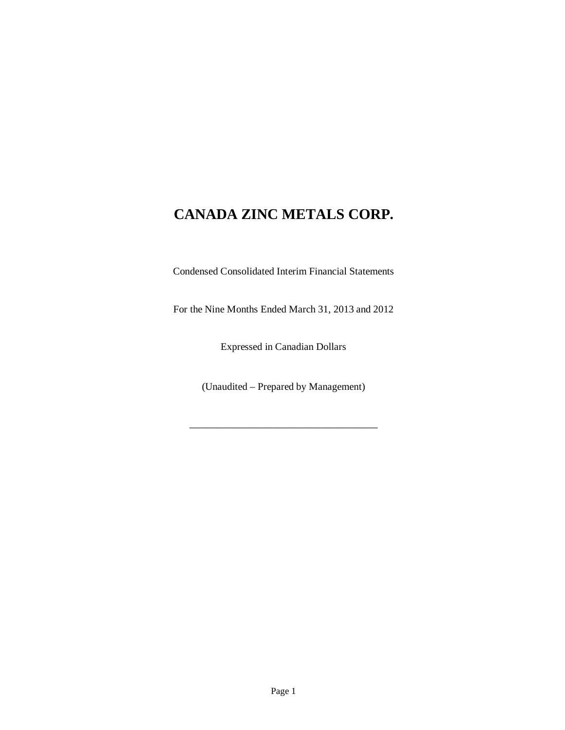# CANADA ZINC METALS CORP.

Condensed Consolidated Interim Financial Statements

For the Nine Months Ended March 31, 2013 and 2012

Expressed in Canadian Dollars

(Unaudited – Prepared by Management)

---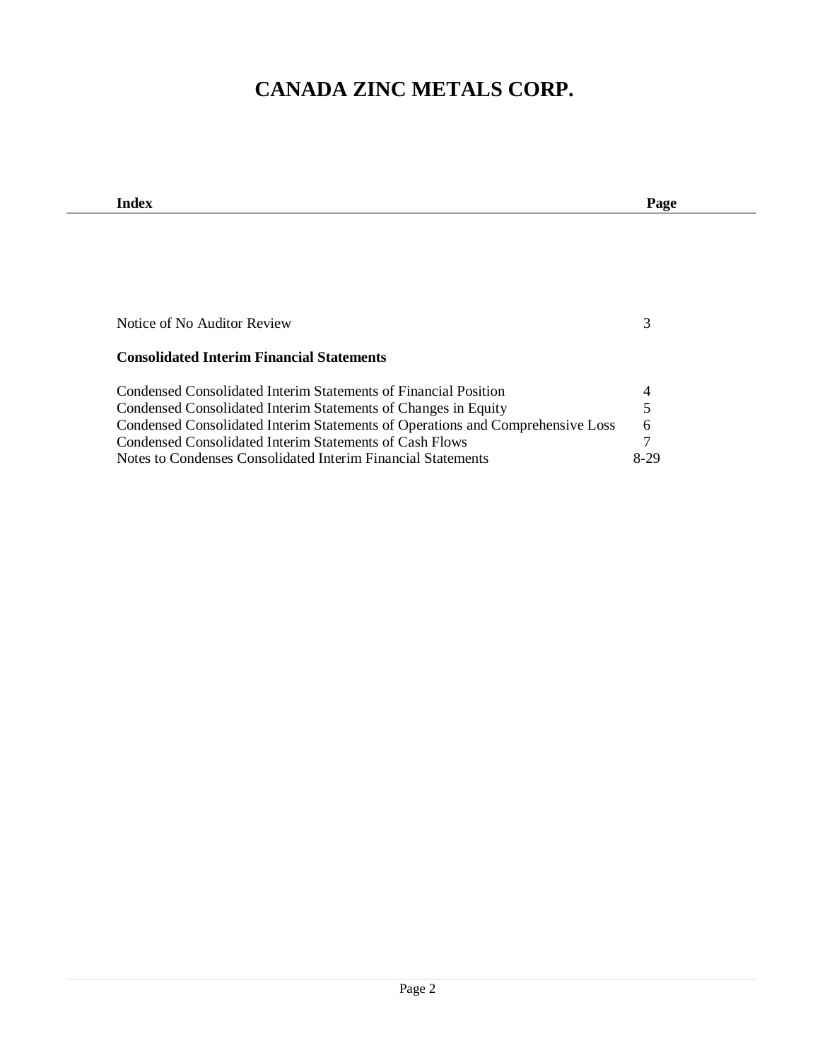# CANADA ZINC METALS CORP.

| Index | Page |
|---|---|
| Notice of No Auditor Review | 3 |
| **Consolidated Interim Financial Statements** | |
| Condensed Consolidated Interim Statements of Financial Position | 4 |
| Condensed Consolidated Interim Statements of Changes in Equity | 5 |
| Condensed Consolidated Interim Statements of Operations and Comprehensive Loss | 6 |
| Condensed Consolidated Interim Statements of Cash Flows | 7 |
| Notes to Condenses Consolidated Interim Financial Statements | 8-29 |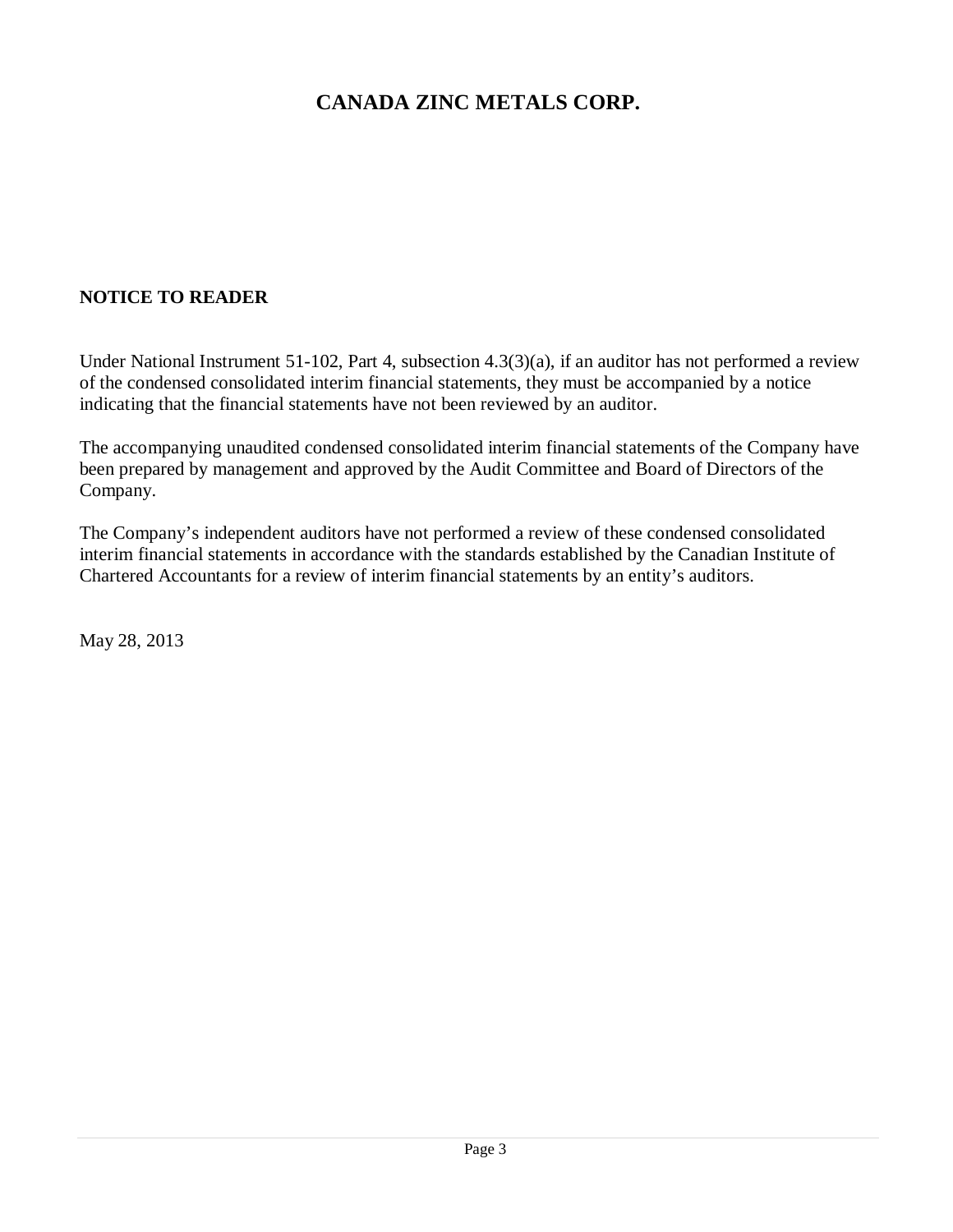# CANADA ZINC METALS CORP.

**NOTICE TO READER**

Under National Instrument 51-102, Part 4, subsection 4.3(3)(a), if an auditor has not performed a review of the condensed consolidated interim financial statements, they must be accompanied by a notice indicating that the financial statements have not been reviewed by an auditor.

The accompanying unaudited condensed consolidated interim financial statements of the Company have been prepared by management and approved by the Audit Committee and Board of Directors of the Company.

The Company's independent auditors have not performed a review of these condensed consolidated interim financial statements in accordance with the standards established by the Canadian Institute of Chartered Accountants for a review of interim financial statements by an entity's auditors.

May 28, 2013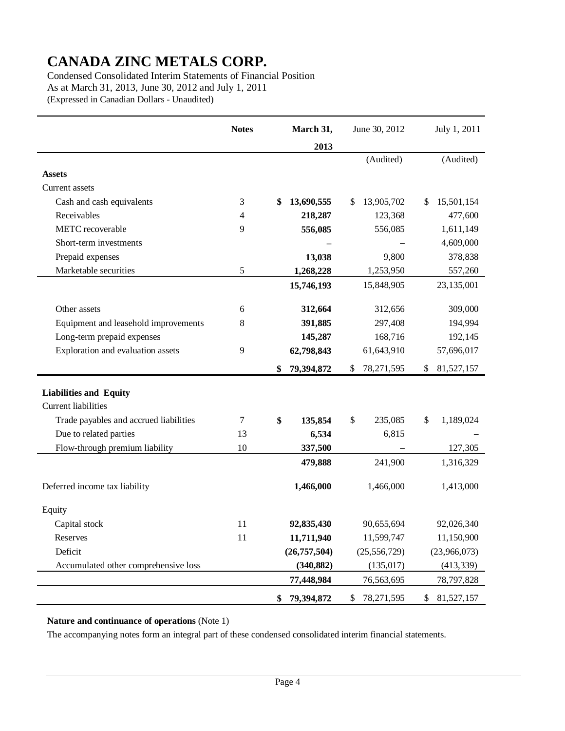# CANADA ZINC METALS CORP.

Condensed Consolidated Interim Statements of Financial Position
As at March 31, 2013, June 30, 2012 and July 1, 2011
(Expressed in Canadian Dollars - Unaudited)

| | Notes | **March 31, 2013** | June 30, 2012 | July 1, 2011 |
|---|---|---|---|---|
| | | | (Audited) | (Audited) |
| **Assets** | | | | |
| Current assets | | | | |
| Cash and cash equivalents | 3 | **$ 13,690,555** | $ 13,905,702 | $ 15,501,154 |
| Receivables | 4 | **218,287** | 123,368 | 477,600 |
| METC recoverable | 9 | **556,085** | 556,085 | 1,611,149 |
| Short-term investments | | **–** | – | 4,609,000 |
| Prepaid expenses | | **13,038** | 9,800 | 378,838 |
| Marketable securities | 5 | **1,268,228** | 1,253,950 | 557,260 |
| | | **15,746,193** | 15,848,905 | 23,135,001 |
| Other assets | 6 | **312,664** | 312,656 | 309,000 |
| Equipment and leasehold improvements | 8 | **391,885** | 297,408 | 194,994 |
| Long-term prepaid expenses | | **145,287** | 168,716 | 192,145 |
| Exploration and evaluation assets | 9 | **62,798,843** | 61,643,910 | 57,696,017 |
| | | **$ 79,394,872** | $ 78,271,595 | $ 81,527,157 |
| **Liabilities and Equity** | | | | |
| Current liabilities | | | | |
| Trade payables and accrued liabilities | 7 | **$ 135,854** | $ 235,085 | $ 1,189,024 |
| Due to related parties | 13 | **6,534** | 6,815 | – |
| Flow-through premium liability | 10 | **337,500** | – | 127,305 |
| | | **479,888** | 241,900 | 1,316,329 |
| Deferred income tax liability | | **1,466,000** | 1,466,000 | 1,413,000 |
| Equity | | | | |
| Capital stock | 11 | **92,835,430** | 90,655,694 | 92,026,340 |
| Reserves | 11 | **11,711,940** | 11,599,747 | 11,150,900 |
| Deficit | | **(26,757,504)** | (25,556,729) | (23,966,073) |
| Accumulated other comprehensive loss | | **(340,882)** | (135,017) | (413,339) |
| | | **77,448,984** | 76,563,695 | 78,797,828 |
| | | **$ 79,394,872** | $ 78,271,595 | $ 81,527,157 |

**Nature and continuance of operations** (Note 1)

The accompanying notes form an integral part of these condensed consolidated interim financial statements.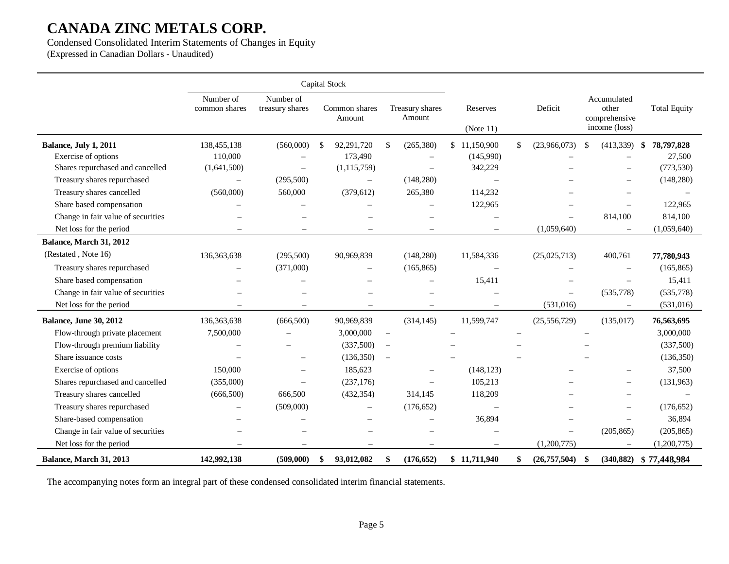# CANADA ZINC METALS CORP.

Condensed Consolidated Interim Statements of Changes in Equity
(Expressed in Canadian Dollars - Unaudited)

| | Capital Stock | | | | | | | |
|---|---|---|---|---|---|---|---|---|
| | Number of common shares | Number of treasury shares | Common shares Amount | Treasury shares Amount | Reserves (Note 11) | Deficit | Accumulated other comprehensive income (loss) | Total Equity |
| **Balance, July 1, 2011** | 138,455,138 | (560,000) | $ 92,291,720 | $ (265,380) | $ 11,150,900 | $ (23,966,073) | $ (413,339) | **$ 78,797,828** |
| Exercise of options | 110,000 | – | 173,490 | – | (145,990) | – | – | 27,500 |
| Shares repurchased and cancelled | (1,641,500) | – | (1,115,759) | – | 342,229 | – | – | (773,530) |
| Treasury shares repurchased | – | (295,500) | – | (148,280) | – | – | – | (148,280) |
| Treasury shares cancelled | (560,000) | 560,000 | (379,612) | 265,380 | 114,232 | – | – | – |
| Share based compensation | – | – | – | – | 122,965 | – | – | 122,965 |
| Change in fair value of securities | – | – | – | – | – | – | 814,100 | 814,100 |
| Net loss for the period | – | – | – | – | – | (1,059,640) | – | (1,059,640) |
| **Balance, March 31, 2012** (Restated , Note 16) | 136,363,638 | (295,500) | 90,969,839 | (148,280) | 11,584,336 | (25,025,713) | 400,761 | **77,780,943** |
| Treasury shares repurchased | – | (371,000) | – | (165,865) | – | – | – | (165,865) |
| Share based compensation | – | – | – | – | 15,411 | – | – | 15,411 |
| Change in fair value of securities | – | – | – | – | – | – | (535,778) | (535,778) |
| Net loss for the period | – | – | – | – | – | (531,016) | – | (531,016) |
| **Balance, June 30, 2012** | 136,363,638 | (666,500) | 90,969,839 | (314,145) | 11,599,747 | (25,556,729) | (135,017) | **76,563,695** |
| Flow-through private placement | 7,500,000 | – | 3,000,000 | – | – | – | – | 3,000,000 |
| Flow-through premium liability | – | – | (337,500) | – | – | – | – | (337,500) |
| Share issuance costs | – | – | (136,350) | – | – | – | – | (136,350) |
| Exercise of options | 150,000 | – | 185,623 | – | (148,123) | – | – | 37,500 |
| Shares repurchased and cancelled | (355,000) | – | (237,176) | – | 105,213 | – | – | (131,963) |
| Treasury shares cancelled | (666,500) | 666,500 | (432,354) | 314,145 | 118,209 | – | – | – |
| Treasury shares repurchased | – | (509,000) | – | (176,652) | – | – | – | (176,652) |
| Share-based compensation | – | – | – | – | 36,894 | – | – | 36,894 |
| Change in fair value of securities | – | – | – | – | – | – | (205,865) | (205,865) |
| Net loss for the period | – | – | – | – | – | (1,200,775) | – | (1,200,775) |
| **Balance, March 31, 2013** | **142,992,138** | **(509,000)** | **$ 93,012,082** | **$ (176,652)** | **$ 11,711,940** | **$ (26,757,504)** | **$ (340,882)** | **$ 77,448,984** |

The accompanying notes form an integral part of these condensed consolidated interim financial statements.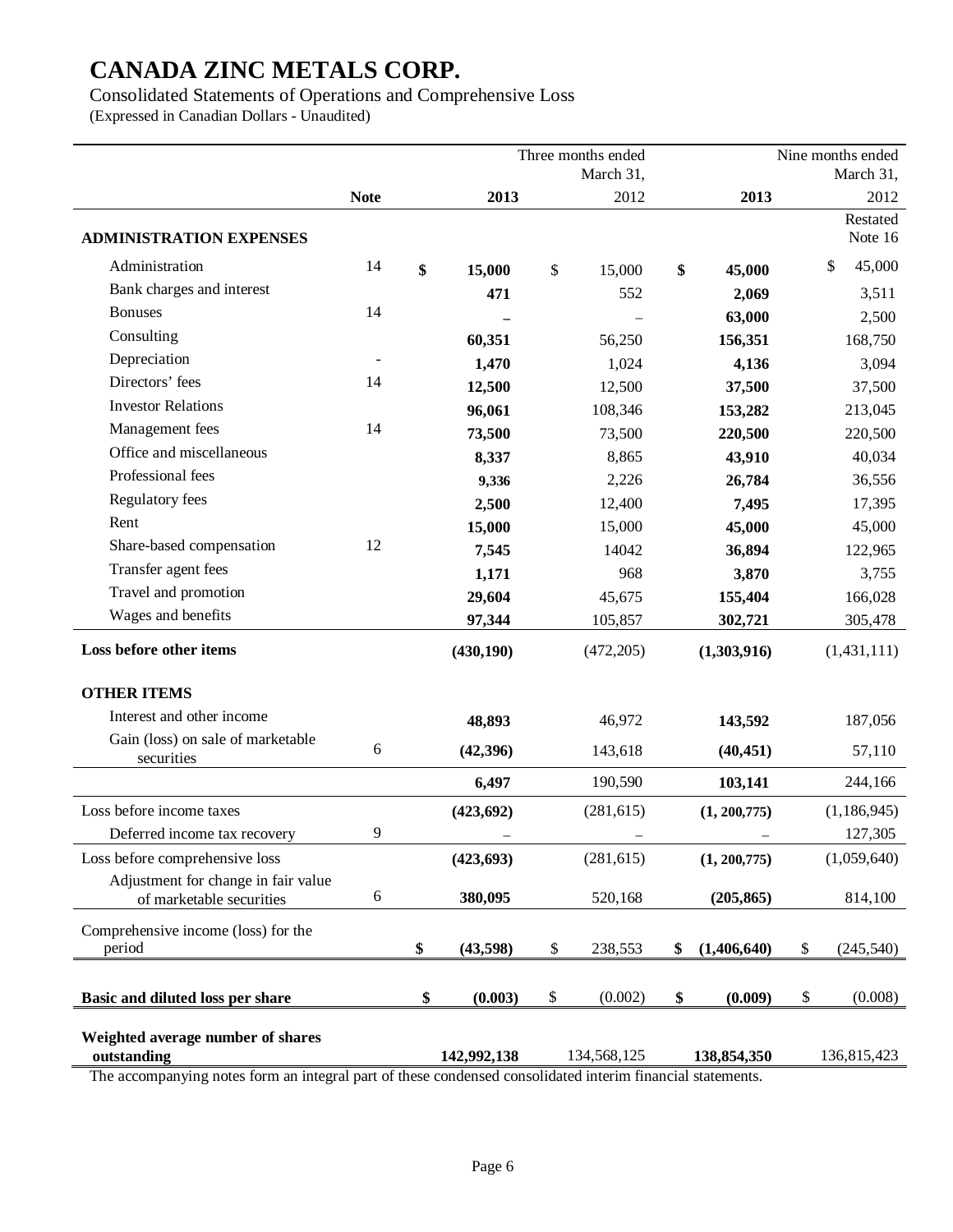# CANADA ZINC METALS CORP.

Consolidated Statements of Operations and Comprehensive Loss

(Expressed in Canadian Dollars - Unaudited)

| | Note | Three months ended March 31, 2013 | Three months ended March 31, 2012 | Nine months ended March 31, 2013 | Nine months ended March 31, 2012 Restated Note 16 |
|---|---|---|---|---|---|
| **ADMINISTRATION EXPENSES** | | | | | |
| Administration | 14 | **$ 15,000** | $ 15,000 | **$ 45,000** | $ 45,000 |
| Bank charges and interest | | **471** | 552 | **2,069** | 3,511 |
| Bonuses | 14 | **–** | – | **63,000** | 2,500 |
| Consulting | | **60,351** | 56,250 | **156,351** | 168,750 |
| Depreciation | - | **1,470** | 1,024 | **4,136** | 3,094 |
| Directors' fees | 14 | **12,500** | 12,500 | **37,500** | 37,500 |
| Investor Relations | | **96,061** | 108,346 | **153,282** | 213,045 |
| Management fees | 14 | **73,500** | 73,500 | **220,500** | 220,500 |
| Office and miscellaneous | | **8,337** | 8,865 | **43,910** | 40,034 |
| Professional fees | | **9,336** | 2,226 | **26,784** | 36,556 |
| Regulatory fees | | **2,500** | 12,400 | **7,495** | 17,395 |
| Rent | | **15,000** | 15,000 | **45,000** | 45,000 |
| Share-based compensation | 12 | **7,545** | 14042 | **36,894** | 122,965 |
| Transfer agent fees | | **1,171** | 968 | **3,870** | 3,755 |
| Travel and promotion | | **29,604** | 45,675 | **155,404** | 166,028 |
| Wages and benefits | | **97,344** | 105,857 | **302,721** | 305,478 |
| **Loss before other items** | | **(430,190)** | (472,205) | **(1,303,916)** | (1,431,111) |
| **OTHER ITEMS** | | | | | |
| Interest and other income | | **48,893** | 46,972 | **143,592** | 187,056 |
| Gain (loss) on sale of marketable securities | 6 | **(42,396)** | 143,618 | **(40,451)** | 57,110 |
| | | **6,497** | 190,590 | **103,141** | 244,166 |
| Loss before income taxes | | **(423,692)** | (281,615) | **(1, 200,775)** | (1,186,945) |
| Deferred income tax recovery | 9 | **–** | – | **–** | 127,305 |
| Loss before comprehensive loss | | **(423,693)** | (281,615) | **(1, 200,775)** | (1,059,640) |
| Adjustment for change in fair value of marketable securities | 6 | **380,095** | 520,168 | **(205,865)** | 814,100 |
| Comprehensive income (loss) for the period | | **$ (43,598)** | $ 238,553 | **$ (1,406,640)** | $ (245,540) |
| **Basic and diluted loss per share** | | **$ (0.003)** | $ (0.002) | **$ (0.009)** | $ (0.008) |
| **Weighted average number of shares outstanding** | | **142,992,138** | 134,568,125 | **138,854,350** | 136,815,423 |

The accompanying notes form an integral part of these condensed consolidated interim financial statements.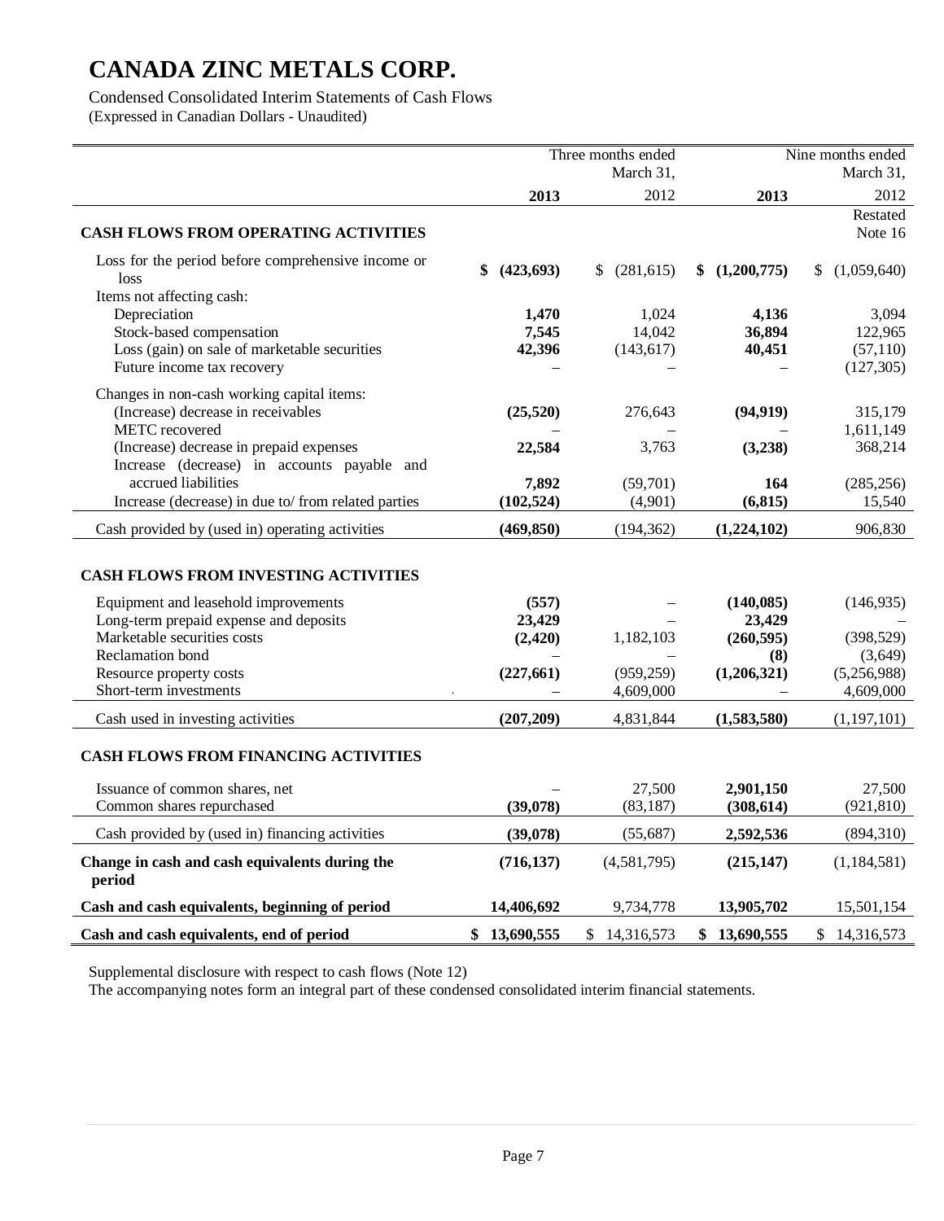# CANADA ZINC METALS CORP.

Condensed Consolidated Interim Statements of Cash Flows
(Expressed in Canadian Dollars - Unaudited)

| | Three months ended March 31, | | Nine months ended March 31, | |
|---|---|---|---|---|
| | **2013** | 2012 | **2013** | 2012 Restated Note 16 |
| **CASH FLOWS FROM OPERATING ACTIVITIES** | | | | |
| Loss for the period before comprehensive income or loss | **$ (423,693)** | $ (281,615) | **$ (1,200,775)** | $ (1,059,640) |
| Items not affecting cash: | | | | |
| Depreciation | **1,470** | 1,024 | **4,136** | 3,094 |
| Stock-based compensation | **7,545** | 14,042 | **36,894** | 122,965 |
| Loss (gain) on sale of marketable securities | **42,396** | (143,617) | **40,451** | (57,110) |
| Future income tax recovery | **–** | – | **–** | (127,305) |
| Changes in non-cash working capital items: | | | | |
| (Increase) decrease in receivables | **(25,520)** | 276,643 | **(94,919)** | 315,179 |
| METC recovered | **–** | – | **–** | 1,611,149 |
| (Increase) decrease in prepaid expenses | **22,584** | 3,763 | **(3,238)** | 368,214 |
| Increase (decrease) in accounts payable and accrued liabilities | **7,892** | (59,701) | **164** | (285,256) |
| Increase (decrease) in due to/ from related parties | **(102,524)** | (4,901) | **(6,815)** | 15,540 |
| Cash provided by (used in) operating activities | **(469,850)** | (194,362) | **(1,224,102)** | 906,830 |
| **CASH FLOWS FROM INVESTING ACTIVITIES** | | | | |
| Equipment and leasehold improvements | **(557)** | – | **(140,085)** | (146,935) |
| Long-term prepaid expense and deposits | **23,429** | – | **23,429** | – |
| Marketable securities costs | **(2,420)** | 1,182,103 | **(260,595)** | (398,529) |
| Reclamation bond | **–** | – | **(8)** | (3,649) |
| Resource property costs | **(227,661)** | (959,259) | **(1,206,321)** | (5,256,988) |
| Short-term investments | **–** | 4,609,000 | **–** | 4,609,000 |
| Cash used in investing activities | **(207,209)** | 4,831,844 | **(1,583,580)** | (1,197,101) |
| **CASH FLOWS FROM FINANCING ACTIVITIES** | | | | |
| Issuance of common shares, net | **–** | 27,500 | **2,901,150** | 27,500 |
| Common shares repurchased | **(39,078)** | (83,187) | **(308,614)** | (921,810) |
| Cash provided by (used in) financing activities | **(39,078)** | (55,687) | **2,592,536** | (894,310) |
| **Change in cash and cash equivalents during the period** | **(716,137)** | (4,581,795) | **(215,147)** | (1,184,581) |
| **Cash and cash equivalents, beginning of period** | **14,406,692** | 9,734,778 | **13,905,702** | 15,501,154 |
| **Cash and cash equivalents, end of period** | **$ 13,690,555** | $ 14,316,573 | **$ 13,690,555** | $ 14,316,573 |

Supplemental disclosure with respect to cash flows (Note 12)

The accompanying notes form an integral part of these condensed consolidated interim financial statements.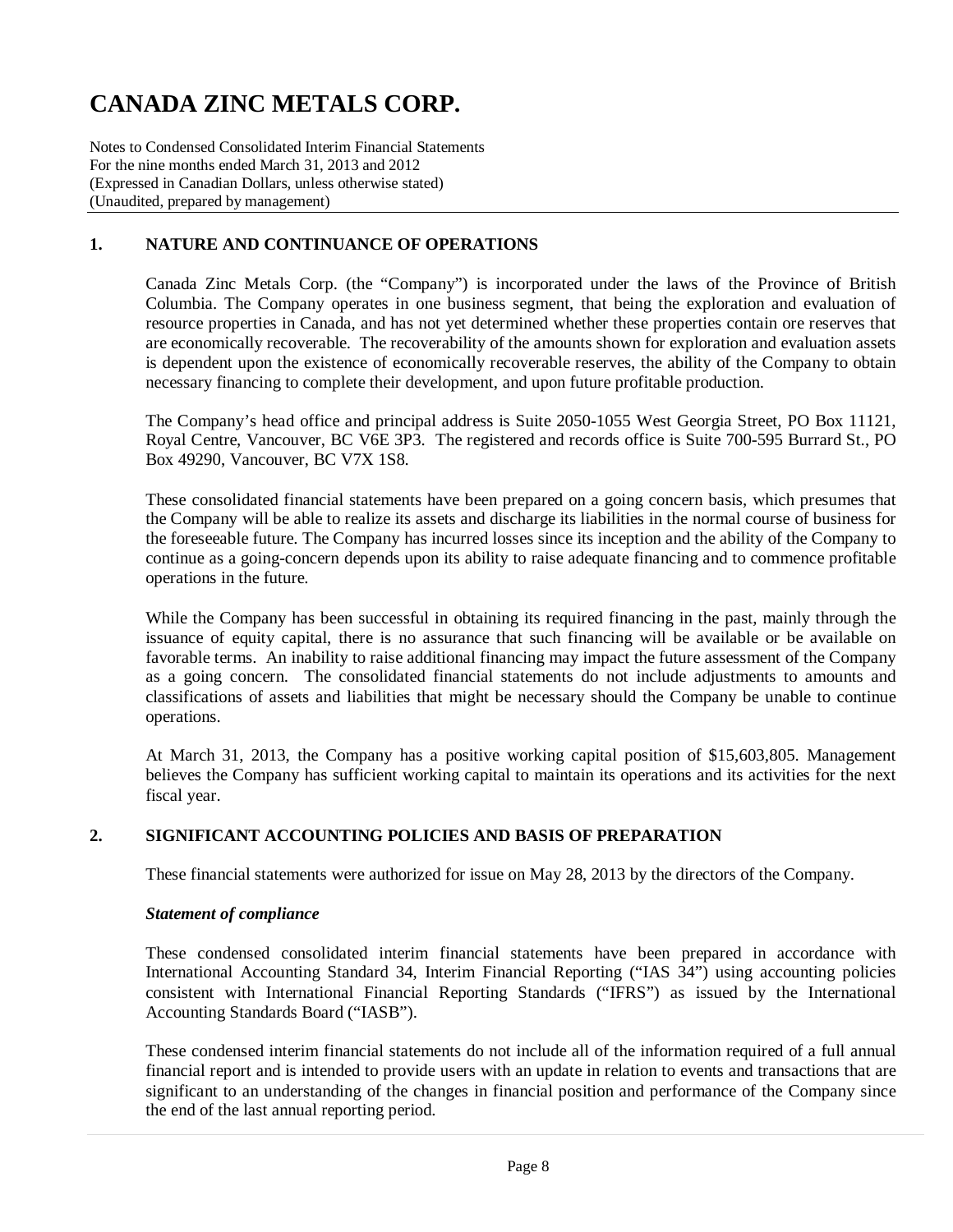# CANADA ZINC METALS CORP.

Notes to Condensed Consolidated Interim Financial Statements
For the nine months ended March 31, 2013 and 2012
(Expressed in Canadian Dollars, unless otherwise stated)
(Unaudited, prepared by management)

## 1. NATURE AND CONTINUANCE OF OPERATIONS

Canada Zinc Metals Corp. (the "Company") is incorporated under the laws of the Province of British Columbia. The Company operates in one business segment, that being the exploration and evaluation of resource properties in Canada, and has not yet determined whether these properties contain ore reserves that are economically recoverable. The recoverability of the amounts shown for exploration and evaluation assets is dependent upon the existence of economically recoverable reserves, the ability of the Company to obtain necessary financing to complete their development, and upon future profitable production.

The Company's head office and principal address is Suite 2050-1055 West Georgia Street, PO Box 11121, Royal Centre, Vancouver, BC V6E 3P3. The registered and records office is Suite 700-595 Burrard St., PO Box 49290, Vancouver, BC V7X 1S8.

These consolidated financial statements have been prepared on a going concern basis, which presumes that the Company will be able to realize its assets and discharge its liabilities in the normal course of business for the foreseeable future. The Company has incurred losses since its inception and the ability of the Company to continue as a going-concern depends upon its ability to raise adequate financing and to commence profitable operations in the future.

While the Company has been successful in obtaining its required financing in the past, mainly through the issuance of equity capital, there is no assurance that such financing will be available or be available on favorable terms. An inability to raise additional financing may impact the future assessment of the Company as a going concern. The consolidated financial statements do not include adjustments to amounts and classifications of assets and liabilities that might be necessary should the Company be unable to continue operations.

At March 31, 2013, the Company has a positive working capital position of $15,603,805. Management believes the Company has sufficient working capital to maintain its operations and its activities for the next fiscal year.

## 2. SIGNIFICANT ACCOUNTING POLICIES AND BASIS OF PREPARATION

These financial statements were authorized for issue on May 28, 2013 by the directors of the Company.

### *Statement of compliance*

These condensed consolidated interim financial statements have been prepared in accordance with International Accounting Standard 34, Interim Financial Reporting ("IAS 34") using accounting policies consistent with International Financial Reporting Standards ("IFRS") as issued by the International Accounting Standards Board ("IASB").

These condensed interim financial statements do not include all of the information required of a full annual financial report and is intended to provide users with an update in relation to events and transactions that are significant to an understanding of the changes in financial position and performance of the Company since the end of the last annual reporting period.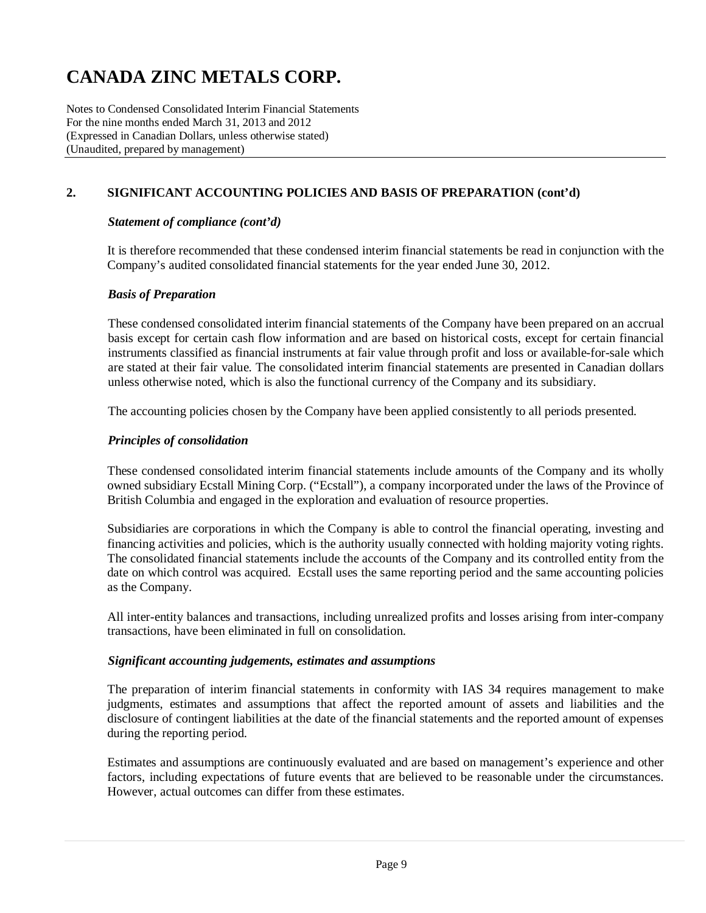## 2. SIGNIFICANT ACCOUNTING POLICIES AND BASIS OF PREPARATION (cont'd)

### *Statement of compliance (cont'd)*

It is therefore recommended that these condensed interim financial statements be read in conjunction with the Company's audited consolidated financial statements for the year ended June 30, 2012.

### *Basis of Preparation*

These condensed consolidated interim financial statements of the Company have been prepared on an accrual basis except for certain cash flow information and are based on historical costs, except for certain financial instruments classified as financial instruments at fair value through profit and loss or available-for-sale which are stated at their fair value. The consolidated interim financial statements are presented in Canadian dollars unless otherwise noted, which is also the functional currency of the Company and its subsidiary.

The accounting policies chosen by the Company have been applied consistently to all periods presented.

### *Principles of consolidation*

These condensed consolidated interim financial statements include amounts of the Company and its wholly owned subsidiary Ecstall Mining Corp. ("Ecstall"), a company incorporated under the laws of the Province of British Columbia and engaged in the exploration and evaluation of resource properties.

Subsidiaries are corporations in which the Company is able to control the financial operating, investing and financing activities and policies, which is the authority usually connected with holding majority voting rights. The consolidated financial statements include the accounts of the Company and its controlled entity from the date on which control was acquired. Ecstall uses the same reporting period and the same accounting policies as the Company.

All inter-entity balances and transactions, including unrealized profits and losses arising from inter-company transactions, have been eliminated in full on consolidation.

### *Significant accounting judgements, estimates and assumptions*

The preparation of interim financial statements in conformity with IAS 34 requires management to make judgments, estimates and assumptions that affect the reported amount of assets and liabilities and the disclosure of contingent liabilities at the date of the financial statements and the reported amount of expenses during the reporting period.

Estimates and assumptions are continuously evaluated and are based on management's experience and other factors, including expectations of future events that are believed to be reasonable under the circumstances. However, actual outcomes can differ from these estimates.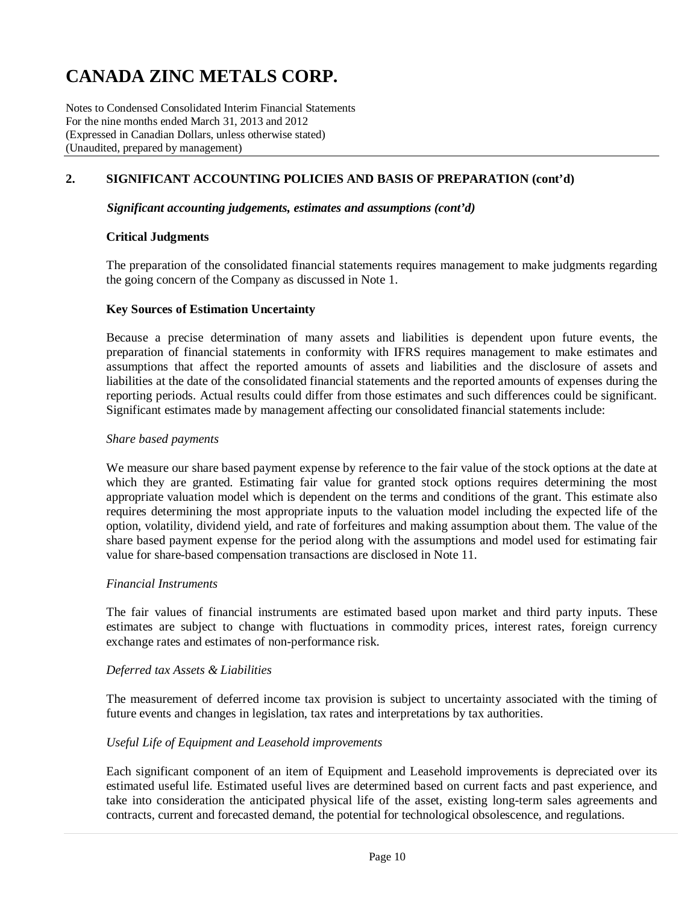## 2. SIGNIFICANT ACCOUNTING POLICIES AND BASIS OF PREPARATION (cont'd)

***Significant accounting judgements, estimates and assumptions (cont'd)***

**Critical Judgments**

The preparation of the consolidated financial statements requires management to make judgments regarding the going concern of the Company as discussed in Note 1.

**Key Sources of Estimation Uncertainty**

Because a precise determination of many assets and liabilities is dependent upon future events, the preparation of financial statements in conformity with IFRS requires management to make estimates and assumptions that affect the reported amounts of assets and liabilities and the disclosure of assets and liabilities at the date of the consolidated financial statements and the reported amounts of expenses during the reporting periods. Actual results could differ from those estimates and such differences could be significant. Significant estimates made by management affecting our consolidated financial statements include:

*Share based payments*

We measure our share based payment expense by reference to the fair value of the stock options at the date at which they are granted. Estimating fair value for granted stock options requires determining the most appropriate valuation model which is dependent on the terms and conditions of the grant. This estimate also requires determining the most appropriate inputs to the valuation model including the expected life of the option, volatility, dividend yield, and rate of forfeitures and making assumption about them. The value of the share based payment expense for the period along with the assumptions and model used for estimating fair value for share-based compensation transactions are disclosed in Note 11.

*Financial Instruments*

The fair values of financial instruments are estimated based upon market and third party inputs. These estimates are subject to change with fluctuations in commodity prices, interest rates, foreign currency exchange rates and estimates of non-performance risk.

*Deferred tax Assets & Liabilities*

The measurement of deferred income tax provision is subject to uncertainty associated with the timing of future events and changes in legislation, tax rates and interpretations by tax authorities.

*Useful Life of Equipment and Leasehold improvements*

Each significant component of an item of Equipment and Leasehold improvements is depreciated over its estimated useful life. Estimated useful lives are determined based on current facts and past experience, and take into consideration the anticipated physical life of the asset, existing long-term sales agreements and contracts, current and forecasted demand, the potential for technological obsolescence, and regulations.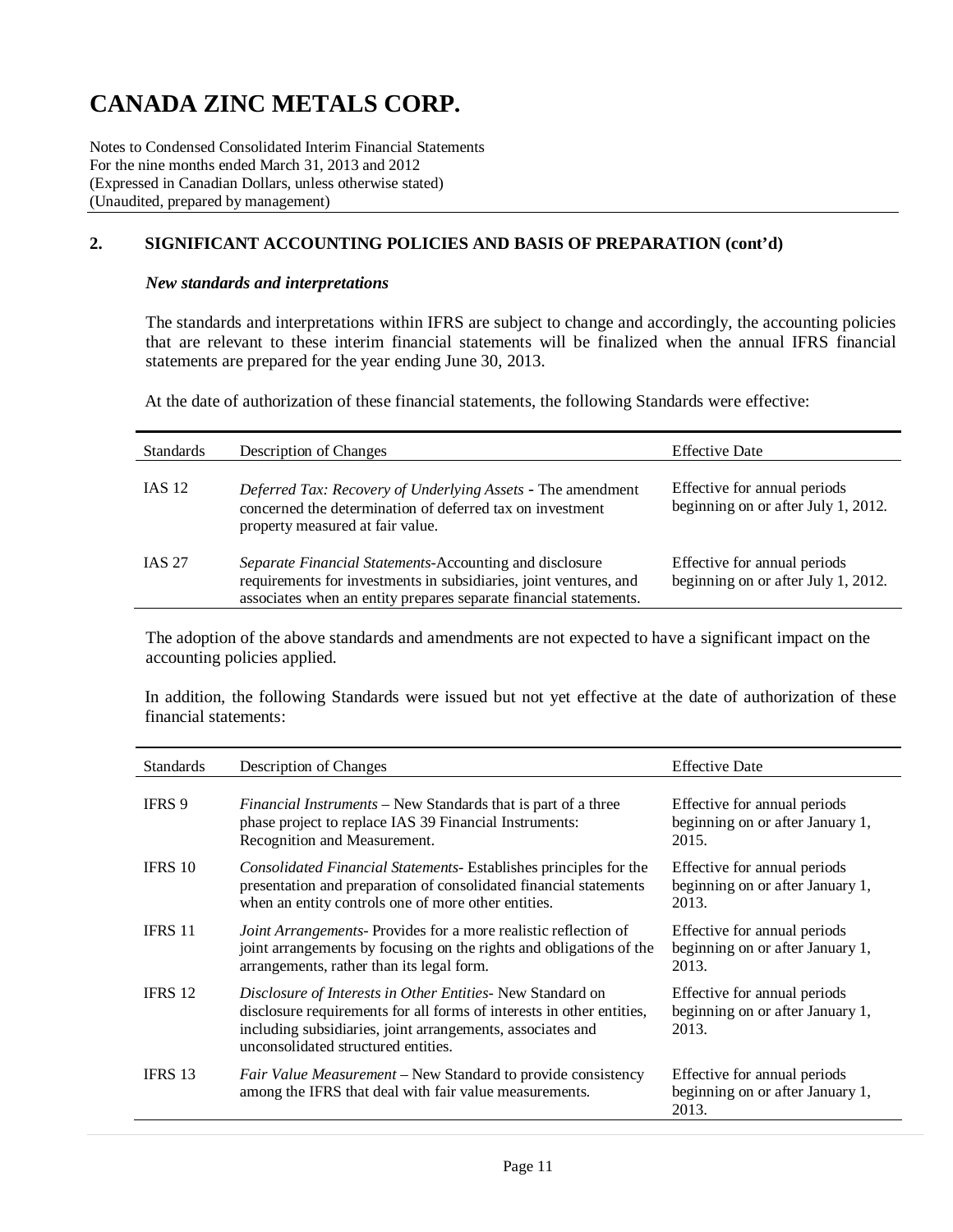# CANADA ZINC METALS CORP.

Notes to Condensed Consolidated Interim Financial Statements
For the nine months ended March 31, 2013 and 2012
(Expressed in Canadian Dollars, unless otherwise stated)
(Unaudited, prepared by management)

## 2. SIGNIFICANT ACCOUNTING POLICIES AND BASIS OF PREPARATION (cont'd)

### *New standards and interpretations*

The standards and interpretations within IFRS are subject to change and accordingly, the accounting policies that are relevant to these interim financial statements will be finalized when the annual IFRS financial statements are prepared for the year ending June 30, 2013.

At the date of authorization of these financial statements, the following Standards were effective:

| Standards | Description of Changes | Effective Date |
|---|---|---|
| IAS 12 | *Deferred Tax: Recovery of Underlying Assets* - The amendment concerned the determination of deferred tax on investment property measured at fair value. | Effective for annual periods beginning on or after July 1, 2012. |
| IAS 27 | *Separate Financial Statements*-Accounting and disclosure requirements for investments in subsidiaries, joint ventures, and associates when an entity prepares separate financial statements. | Effective for annual periods beginning on or after July 1, 2012. |

The adoption of the above standards and amendments are not expected to have a significant impact on the accounting policies applied.

In addition, the following Standards were issued but not yet effective at the date of authorization of these financial statements:

| Standards | Description of Changes | Effective Date |
|---|---|---|
| IFRS 9 | *Financial Instruments* – New Standards that is part of a three phase project to replace IAS 39 Financial Instruments: Recognition and Measurement. | Effective for annual periods beginning on or after January 1, 2015. |
| IFRS 10 | *Consolidated Financial Statements*- Establishes principles for the presentation and preparation of consolidated financial statements when an entity controls one of more other entities. | Effective for annual periods beginning on or after January 1, 2013. |
| IFRS 11 | *Joint Arrangements*- Provides for a more realistic reflection of joint arrangements by focusing on the rights and obligations of the arrangements, rather than its legal form. | Effective for annual periods beginning on or after January 1, 2013. |
| IFRS 12 | *Disclosure of Interests in Other Entities*- New Standard on disclosure requirements for all forms of interests in other entities, including subsidiaries, joint arrangements, associates and unconsolidated structured entities. | Effective for annual periods beginning on or after January 1, 2013. |
| IFRS 13 | *Fair Value Measurement* – New Standard to provide consistency among the IFRS that deal with fair value measurements. | Effective for annual periods beginning on or after January 1, 2013. |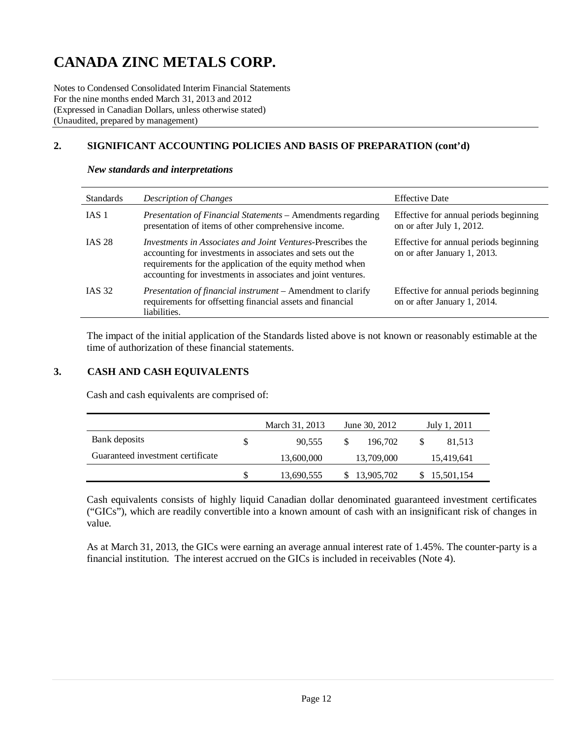# CANADA ZINC METALS CORP.

Notes to Condensed Consolidated Interim Financial Statements
For the nine months ended March 31, 2013 and 2012
(Expressed in Canadian Dollars, unless otherwise stated)
(Unaudited, prepared by management)

## 2. SIGNIFICANT ACCOUNTING POLICIES AND BASIS OF PREPARATION (cont'd)

***New standards and interpretations***

| Standards | *Description of Changes* | Effective Date |
|---|---|---|
| IAS 1 | *Presentation of Financial Statements* – Amendments regarding presentation of items of other comprehensive income. | Effective for annual periods beginning on or after July 1, 2012. |
| IAS 28 | *Investments in Associates and Joint Ventures*-Prescribes the accounting for investments in associates and sets out the requirements for the application of the equity method when accounting for investments in associates and joint ventures. | Effective for annual periods beginning on or after January 1, 2013. |
| IAS 32 | *Presentation of financial instrument* – Amendment to clarify requirements for offsetting financial assets and financial liabilities. | Effective for annual periods beginning on or after January 1, 2014. |

The impact of the initial application of the Standards listed above is not known or reasonably estimable at the time of authorization of these financial statements.

## 3. CASH AND CASH EQUIVALENTS

Cash and cash equivalents are comprised of:

| | March 31, 2013 | June 30, 2012 | July 1, 2011 |
|---|---|---|---|
| Bank deposits | $ 90,555 | $ 196,702 | $ 81,513 |
| Guaranteed investment certificate | 13,600,000 | 13,709,000 | 15,419,641 |
| | $ 13,690,555 | $ 13,905,702 | $ 15,501,154 |

Cash equivalents consists of highly liquid Canadian dollar denominated guaranteed investment certificates ("GICs"), which are readily convertible into a known amount of cash with an insignificant risk of changes in value.

As at March 31, 2013, the GICs were earning an average annual interest rate of 1.45%. The counter-party is a financial institution. The interest accrued on the GICs is included in receivables (Note 4).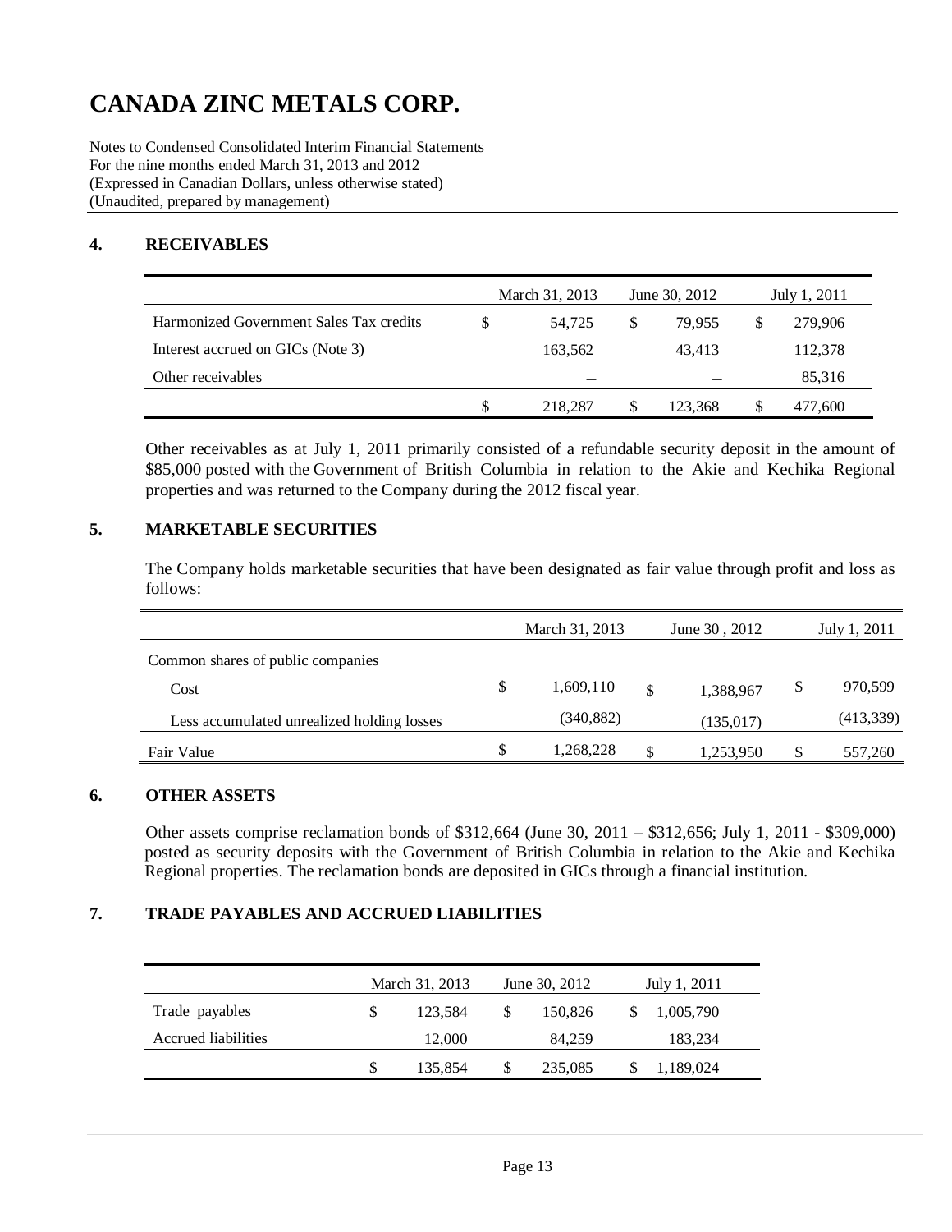# CANADA ZINC METALS CORP.

Notes to Condensed Consolidated Interim Financial Statements
For the nine months ended March 31, 2013 and 2012
(Expressed in Canadian Dollars, unless otherwise stated)
(Unaudited, prepared by management)

## 4. RECEIVABLES

| | March 31, 2013 | June 30, 2012 | July 1, 2011 |
|---|---|---|---|
| Harmonized Government Sales Tax credits | $ 54,725 | $ 79,955 | $ 279,906 |
| Interest accrued on GICs (Note 3) | 163,562 | 43,413 | 112,378 |
| Other receivables | – | – | 85,316 |
| | $ 218,287 | $ 123,368 | $ 477,600 |

Other receivables as at July 1, 2011 primarily consisted of a refundable security deposit in the amount of $85,000 posted with the Government of British Columbia in relation to the Akie and Kechika Regional properties and was returned to the Company during the 2012 fiscal year.

## 5. MARKETABLE SECURITIES

The Company holds marketable securities that have been designated as fair value through profit and loss as follows:

| | March 31, 2013 | June 30 , 2012 | July 1, 2011 |
|---|---|---|---|
| Common shares of public companies | | | |
| Cost | $ 1,609,110 | $ 1,388,967 | $ 970,599 |
| Less accumulated unrealized holding losses | (340,882) | (135,017) | (413,339) |
| Fair Value | $ 1,268,228 | $ 1,253,950 | $ 557,260 |

## 6. OTHER ASSETS

Other assets comprise reclamation bonds of $312,664 (June 30, 2011 – $312,656; July 1, 2011 - $309,000) posted as security deposits with the Government of British Columbia in relation to the Akie and Kechika Regional properties. The reclamation bonds are deposited in GICs through a financial institution.

## 7. TRADE PAYABLES AND ACCRUED LIABILITIES

| | March 31, 2013 | June 30, 2012 | July 1, 2011 |
|---|---|---|---|
| Trade payables | $ 123,584 | $ 150,826 | $ 1,005,790 |
| Accrued liabilities | 12,000 | 84,259 | 183,234 |
| | $ 135,854 | $ 235,085 | $ 1,189,024 |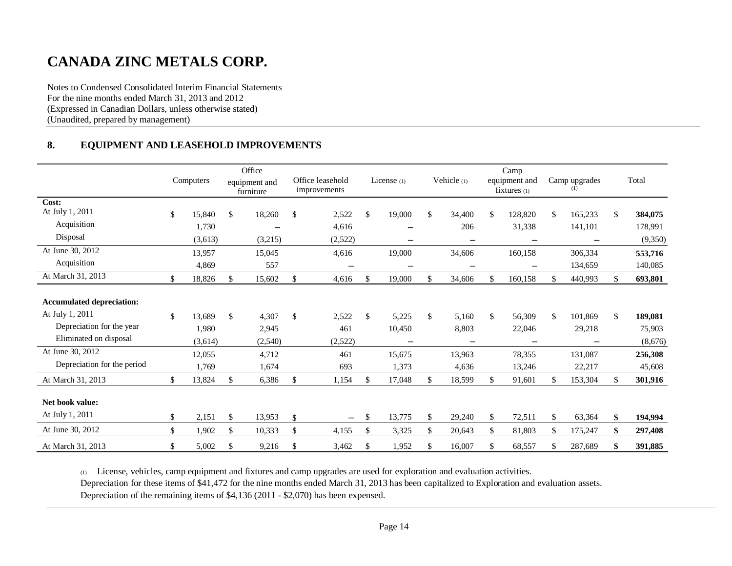# CANADA ZINC METALS CORP.

Notes to Condensed Consolidated Interim Financial Statements
For the nine months ended March 31, 2013 and 2012
(Expressed in Canadian Dollars, unless otherwise stated)
(Unaudited, prepared by management)

## 8. EQUIPMENT AND LEASEHOLD IMPROVEMENTS

| | Computers | Office equipment and furniture | Office leasehold improvements | License (1) | Vehicle (1) | Camp equipment and fixtures (1) | Camp upgrades (1) | Total |
|---|---|---|---|---|---|---|---|---|
| **Cost:** | | | | | | | | |
| At July 1, 2011 | $ 15,840 | $ 18,260 | $ 2,522 | $ 19,000 | $ 34,400 | $ 128,820 | $ 165,233 | $ **384,075** |
| Acquisition | 1,730 | – | 4,616 | – | 206 | 31,338 | 141,101 | 178,991 |
| Disposal | (3,613) | (3,215) | (2,522) | – | – | – | – | (9,350) |
| At June 30, 2012 | 13,957 | 15,045 | 4,616 | 19,000 | 34,606 | 160,158 | 306,334 | **553,716** |
| Acquisition | 4,869 | 557 | – | – | – | – | 134,659 | 140,085 |
| At March 31, 2013 | $ 18,826 | $ 15,602 | $ 4,616 | $ 19,000 | $ 34,606 | $ 160,158 | $ 440,993 | $ **693,801** |
| **Accumulated depreciation:** | | | | | | | | |
| At July 1, 2011 | $ 13,689 | $ 4,307 | $ 2,522 | $ 5,225 | $ 5,160 | $ 56,309 | $ 101,869 | $ **189,081** |
| Depreciation for the year | 1,980 | 2,945 | 461 | 10,450 | 8,803 | 22,046 | 29,218 | 75,903 |
| Eliminated on disposal | (3,614) | (2,540) | (2,522) | – | – | – | – | (8,676) |
| At June 30, 2012 | 12,055 | 4,712 | 461 | 15,675 | 13,963 | 78,355 | 131,087 | **256,308** |
| Depreciation for the period | 1,769 | 1,674 | 693 | 1,373 | 4,636 | 13,246 | 22,217 | 45,608 |
| At March 31, 2013 | $ 13,824 | $ 6,386 | $ 1,154 | $ 17,048 | $ 18,599 | $ 91,601 | $ 153,304 | $ **301,916** |
| **Net book value:** | | | | | | | | |
| At July 1, 2011 | $ 2,151 | $ 13,953 | $ – | $ 13,775 | $ 29,240 | $ 72,511 | $ 63,364 | **$ 194,994** |
| At June 30, 2012 | $ 1,902 | $ 10,333 | $ 4,155 | $ 3,325 | $ 20,643 | $ 81,803 | $ 175,247 | **$ 297,408** |
| At March 31, 2013 | $ 5,002 | $ 9,216 | $ 3,462 | $ 1,952 | $ 16,007 | $ 68,557 | $ 287,689 | **$ 391,885** |

(1) License, vehicles, camp equipment and fixtures and camp upgrades are used for exploration and evaluation activities.
Depreciation for these items of $41,472 for the nine months ended March 31, 2013 has been capitalized to Exploration and evaluation assets.
Depreciation of the remaining items of $4,136 (2011 - $2,070) has been expensed.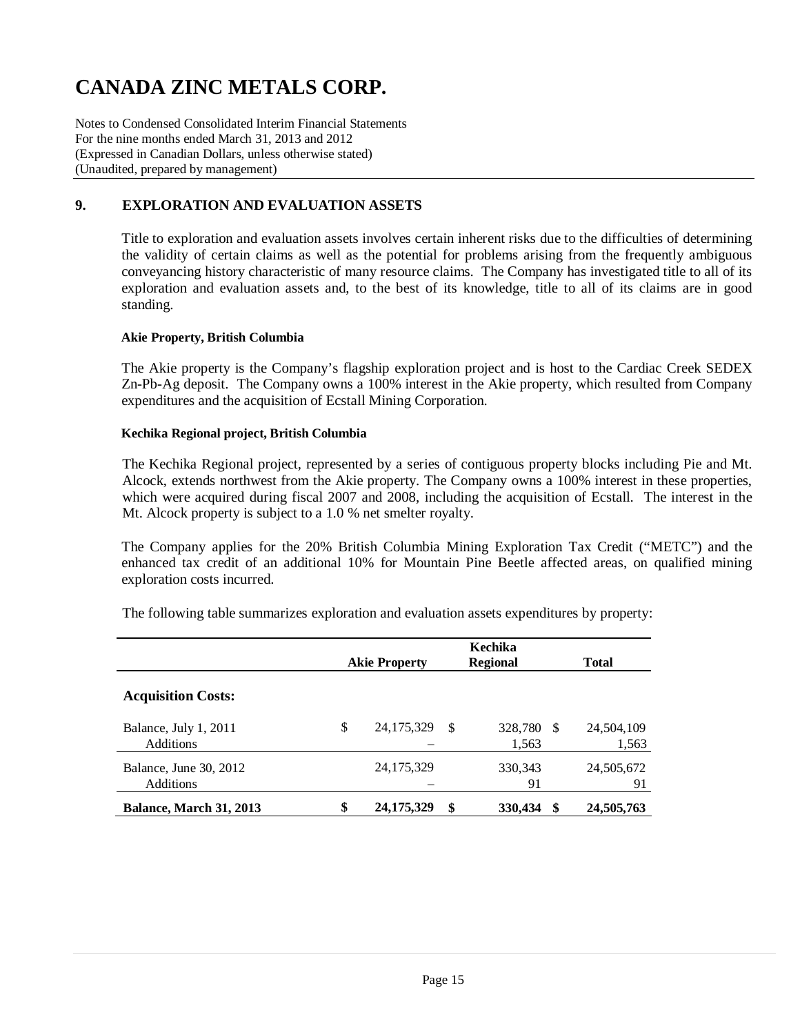# CANADA ZINC METALS CORP.

Notes to Condensed Consolidated Interim Financial Statements
For the nine months ended March 31, 2013 and 2012
(Expressed in Canadian Dollars, unless otherwise stated)
(Unaudited, prepared by management)

## 9. EXPLORATION AND EVALUATION ASSETS

Title to exploration and evaluation assets involves certain inherent risks due to the difficulties of determining the validity of certain claims as well as the potential for problems arising from the frequently ambiguous conveyancing history characteristic of many resource claims. The Company has investigated title to all of its exploration and evaluation assets and, to the best of its knowledge, title to all of its claims are in good standing.

**Akie Property, British Columbia**

The Akie property is the Company's flagship exploration project and is host to the Cardiac Creek SEDEX Zn-Pb-Ag deposit. The Company owns a 100% interest in the Akie property, which resulted from Company expenditures and the acquisition of Ecstall Mining Corporation.

**Kechika Regional project, British Columbia**

The Kechika Regional project, represented by a series of contiguous property blocks including Pie and Mt. Alcock, extends northwest from the Akie property. The Company owns a 100% interest in these properties, which were acquired during fiscal 2007 and 2008, including the acquisition of Ecstall. The interest in the Mt. Alcock property is subject to a 1.0 % net smelter royalty.

The Company applies for the 20% British Columbia Mining Exploration Tax Credit ("METC") and the enhanced tax credit of an additional 10% for Mountain Pine Beetle affected areas, on qualified mining exploration costs incurred.

The following table summarizes exploration and evaluation assets expenditures by property:

| | Akie Property | Kechika Regional | Total |
|---|---|---|---|
| **Acquisition Costs:** | | | |
| Balance, July 1, 2011 | $ 24,175,329 | $ 328,780 | $ 24,504,109 |
| Additions | – | 1,563 | 1,563 |
| Balance, June 30, 2012 | 24,175,329 | 330,343 | 24,505,672 |
| Additions | – | 91 | 91 |
| **Balance, March 31, 2013** | **$ 24,175,329** | **$ 330,434** | **$ 24,505,763** |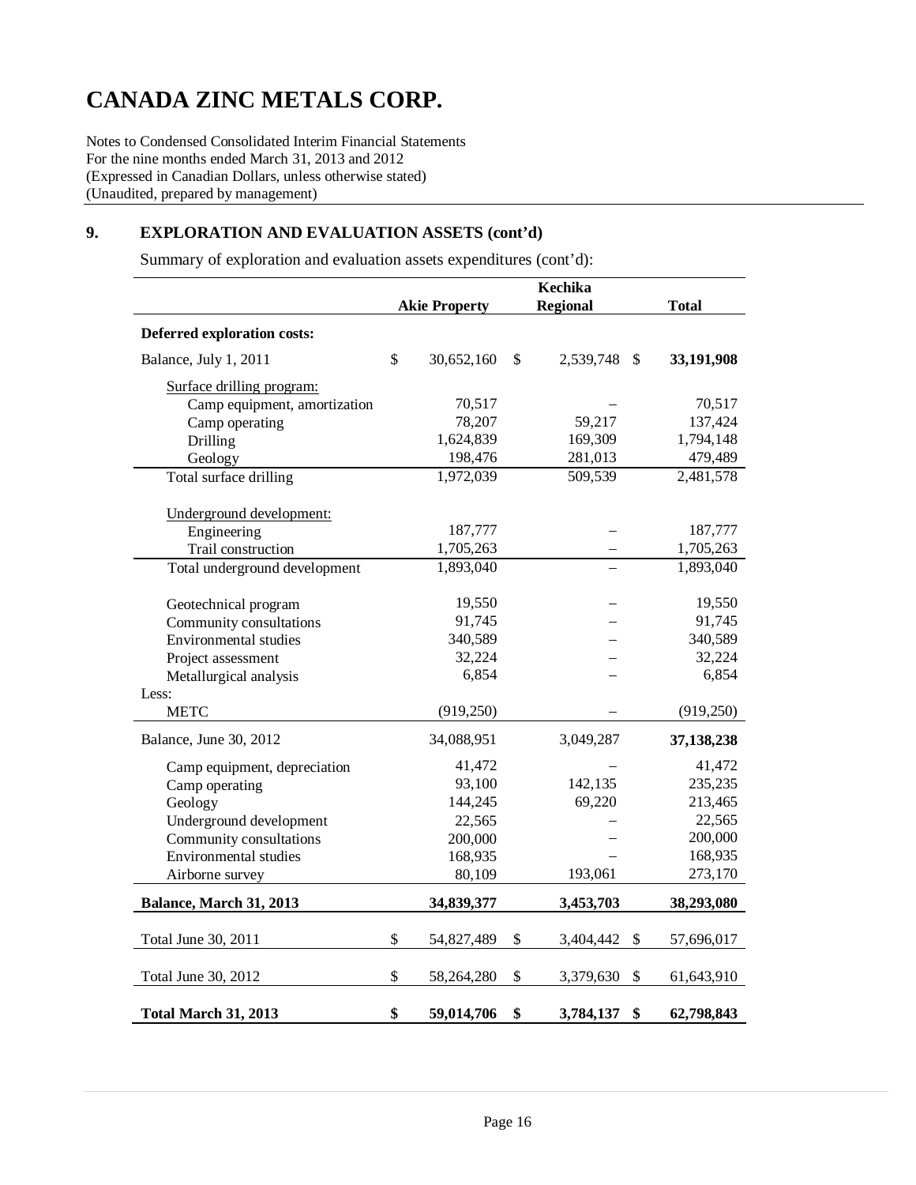# CANADA ZINC METALS CORP.

Notes to Condensed Consolidated Interim Financial Statements
For the nine months ended March 31, 2013 and 2012
(Expressed in Canadian Dollars, unless otherwise stated)
(Unaudited, prepared by management)

## 9. EXPLORATION AND EVALUATION ASSETS (cont'd)

Summary of exploration and evaluation assets expenditures (cont'd):

| | Akie Property | Kechika Regional | Total |
|---|---|---|---|
| **Deferred exploration costs:** | | | |
| Balance, July 1, 2011 | $ 30,652,160 | $ 2,539,748 | $ **33,191,908** |
| Surface drilling program: | | | |
| Camp equipment, amortization | 70,517 | – | 70,517 |
| Camp operating | 78,207 | 59,217 | 137,424 |
| Drilling | 1,624,839 | 169,309 | 1,794,148 |
| Geology | 198,476 | 281,013 | 479,489 |
| Total surface drilling | 1,972,039 | 509,539 | 2,481,578 |
| Underground development: | | | |
| Engineering | 187,777 | – | 187,777 |
| Trail construction | 1,705,263 | – | 1,705,263 |
| Total underground development | 1,893,040 | – | 1,893,040 |
| Geotechnical program | 19,550 | – | 19,550 |
| Community consultations | 91,745 | – | 91,745 |
| Environmental studies | 340,589 | – | 340,589 |
| Project assessment | 32,224 | – | 32,224 |
| Metallurgical analysis | 6,854 | – | 6,854 |
| Less: | | | |
| METC | (919,250) | – | (919,250) |
| Balance, June 30, 2012 | 34,088,951 | 3,049,287 | **37,138,238** |
| Camp equipment, depreciation | 41,472 | – | 41,472 |
| Camp operating | 93,100 | 142,135 | 235,235 |
| Geology | 144,245 | 69,220 | 213,465 |
| Underground development | 22,565 | – | 22,565 |
| Community consultations | 200,000 | – | 200,000 |
| Environmental studies | 168,935 | – | 168,935 |
| Airborne survey | 80,109 | 193,061 | 273,170 |
| **Balance, March 31, 2013** | **34,839,377** | **3,453,703** | **38,293,080** |
| Total June 30, 2011 | $ 54,827,489 | $ 3,404,442 | $ 57,696,017 |
| Total June 30, 2012 | $ 58,264,280 | $ 3,379,630 | $ 61,643,910 |
| **Total March 31, 2013** | **$ 59,014,706** | **$ 3,784,137** | **$ 62,798,843** |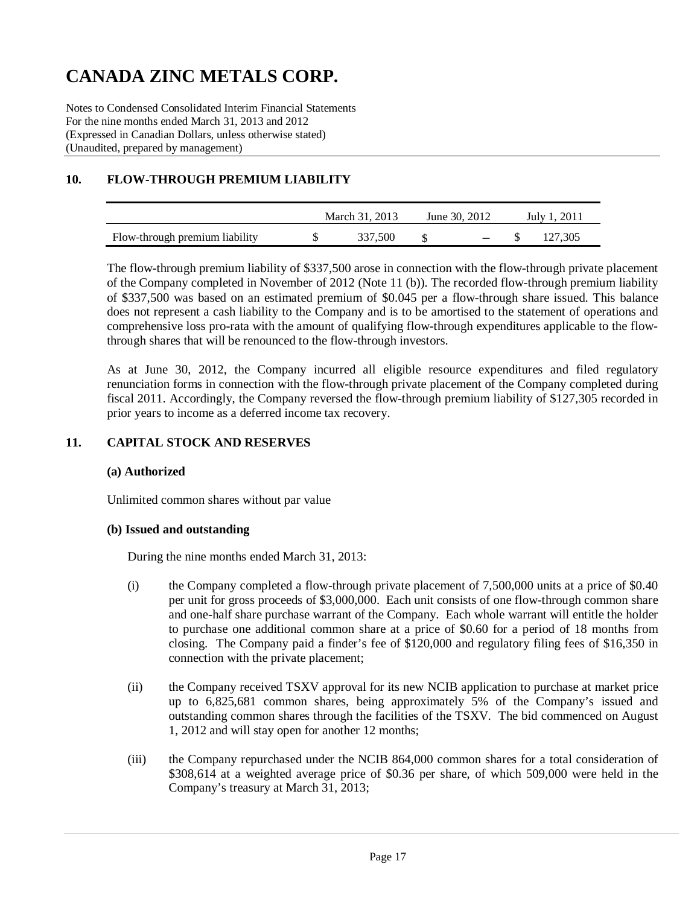# CANADA ZINC METALS CORP.

Notes to Condensed Consolidated Interim Financial Statements
For the nine months ended March 31, 2013 and 2012
(Expressed in Canadian Dollars, unless otherwise stated)
(Unaudited, prepared by management)

## 10. FLOW-THROUGH PREMIUM LIABILITY

| | March 31, 2013 | June 30, 2012 | July 1, 2011 |
|---|---|---|---|
| Flow-through premium liability | $ 337,500 | $ – | $ 127,305 |

The flow-through premium liability of $337,500 arose in connection with the flow-through private placement of the Company completed in November of 2012 (Note 11 (b)). The recorded flow-through premium liability of $337,500 was based on an estimated premium of $0.045 per a flow-through share issued. This balance does not represent a cash liability to the Company and is to be amortised to the statement of operations and comprehensive loss pro-rata with the amount of qualifying flow-through expenditures applicable to the flow-through shares that will be renounced to the flow-through investors.

As at June 30, 2012, the Company incurred all eligible resource expenditures and filed regulatory renunciation forms in connection with the flow-through private placement of the Company completed during fiscal 2011. Accordingly, the Company reversed the flow-through premium liability of $127,305 recorded in prior years to income as a deferred income tax recovery.

## 11. CAPITAL STOCK AND RESERVES

### (a) Authorized

Unlimited common shares without par value

### (b) Issued and outstanding

During the nine months ended March 31, 2013:

(i) the Company completed a flow-through private placement of 7,500,000 units at a price of $0.40 per unit for gross proceeds of $3,000,000. Each unit consists of one flow-through common share and one-half share purchase warrant of the Company. Each whole warrant will entitle the holder to purchase one additional common share at a price of $0.60 for a period of 18 months from closing. The Company paid a finder's fee of $120,000 and regulatory filing fees of $16,350 in connection with the private placement;

(ii) the Company received TSXV approval for its new NCIB application to purchase at market price up to 6,825,681 common shares, being approximately 5% of the Company's issued and outstanding common shares through the facilities of the TSXV. The bid commenced on August 1, 2012 and will stay open for another 12 months;

(iii) the Company repurchased under the NCIB 864,000 common shares for a total consideration of $308,614 at a weighted average price of $0.36 per share, of which 509,000 were held in the Company's treasury at March 31, 2013;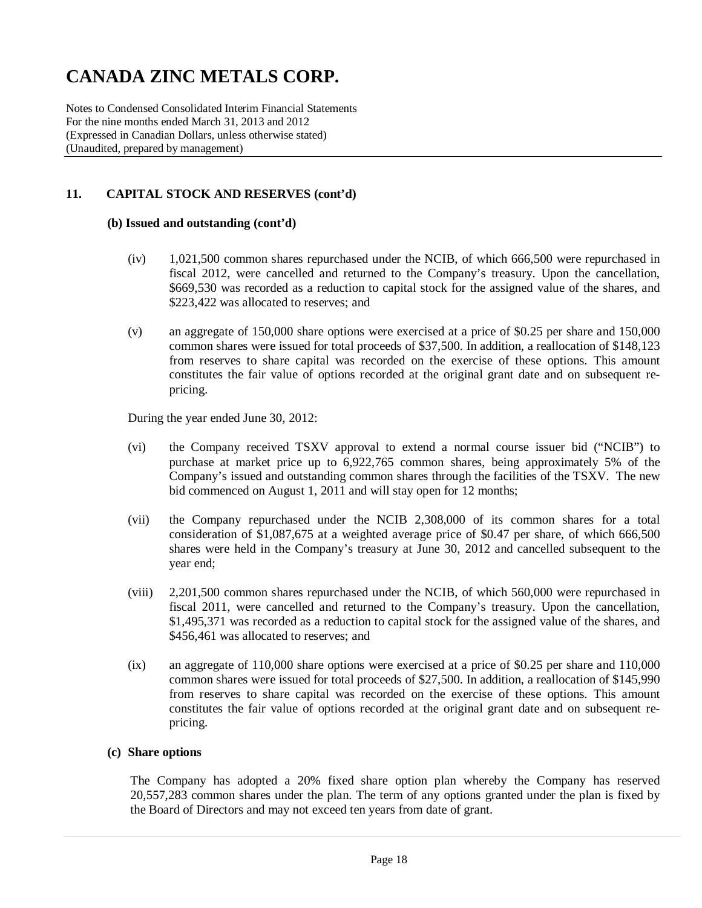# CANADA ZINC METALS CORP.

Notes to Condensed Consolidated Interim Financial Statements
For the nine months ended March 31, 2013 and 2012
(Expressed in Canadian Dollars, unless otherwise stated)
(Unaudited, prepared by management)

## 11. CAPITAL STOCK AND RESERVES (cont'd)

### (b) Issued and outstanding (cont'd)

(iv) 1,021,500 common shares repurchased under the NCIB, of which 666,500 were repurchased in fiscal 2012, were cancelled and returned to the Company's treasury. Upon the cancellation, $669,530 was recorded as a reduction to capital stock for the assigned value of the shares, and $223,422 was allocated to reserves; and

(v) an aggregate of 150,000 share options were exercised at a price of $0.25 per share and 150,000 common shares were issued for total proceeds of $37,500. In addition, a reallocation of $148,123 from reserves to share capital was recorded on the exercise of these options. This amount constitutes the fair value of options recorded at the original grant date and on subsequent re-pricing.

During the year ended June 30, 2012:

(vi) the Company received TSXV approval to extend a normal course issuer bid ("NCIB") to purchase at market price up to 6,922,765 common shares, being approximately 5% of the Company's issued and outstanding common shares through the facilities of the TSXV. The new bid commenced on August 1, 2011 and will stay open for 12 months;

(vii) the Company repurchased under the NCIB 2,308,000 of its common shares for a total consideration of $1,087,675 at a weighted average price of $0.47 per share, of which 666,500 shares were held in the Company's treasury at June 30, 2012 and cancelled subsequent to the year end;

(viii) 2,201,500 common shares repurchased under the NCIB, of which 560,000 were repurchased in fiscal 2011, were cancelled and returned to the Company's treasury. Upon the cancellation, $1,495,371 was recorded as a reduction to capital stock for the assigned value of the shares, and $456,461 was allocated to reserves; and

(ix) an aggregate of 110,000 share options were exercised at a price of $0.25 per share and 110,000 common shares were issued for total proceeds of $27,500. In addition, a reallocation of $145,990 from reserves to share capital was recorded on the exercise of these options. This amount constitutes the fair value of options recorded at the original grant date and on subsequent re-pricing.

### (c) Share options

The Company has adopted a 20% fixed share option plan whereby the Company has reserved 20,557,283 common shares under the plan. The term of any options granted under the plan is fixed by the Board of Directors and may not exceed ten years from date of grant.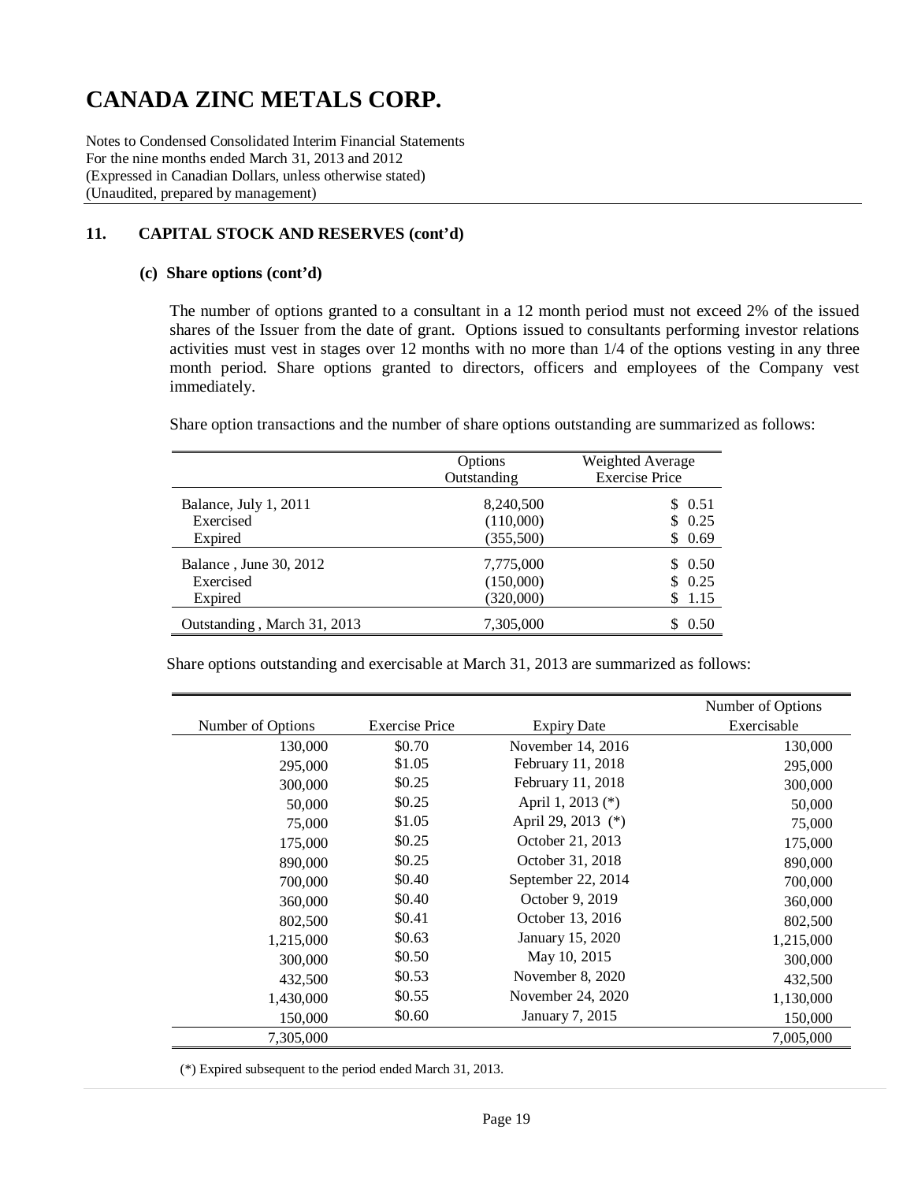# CANADA ZINC METALS CORP.

Notes to Condensed Consolidated Interim Financial Statements
For the nine months ended March 31, 2013 and 2012
(Expressed in Canadian Dollars, unless otherwise stated)
(Unaudited, prepared by management)

## 11. CAPITAL STOCK AND RESERVES (cont'd)

### (c) Share options (cont'd)

The number of options granted to a consultant in a 12 month period must not exceed 2% of the issued shares of the Issuer from the date of grant. Options issued to consultants performing investor relations activities must vest in stages over 12 months with no more than 1/4 of the options vesting in any three month period. Share options granted to directors, officers and employees of the Company vest immediately.

Share option transactions and the number of share options outstanding are summarized as follows:

| | Options Outstanding | Weighted Average Exercise Price |
|---|---|---|
| Balance, July 1, 2011 | 8,240,500 | $ 0.51 |
| Exercised | (110,000) | $ 0.25 |
| Expired | (355,500) | $ 0.69 |
| Balance , June 30, 2012 | 7,775,000 | $ 0.50 |
| Exercised | (150,000) | $ 0.25 |
| Expired | (320,000) | $ 1.15 |
| Outstanding , March 31, 2013 | 7,305,000 | $ 0.50 |

Share options outstanding and exercisable at March 31, 2013 are summarized as follows:

| Number of Options | Exercise Price | Expiry Date | Number of Options Exercisable |
|---|---|---|---|
| 130,000 | $0.70 | November 14, 2016 | 130,000 |
| 295,000 | $1.05 | February 11, 2018 | 295,000 |
| 300,000 | $0.25 | February 11, 2018 | 300,000 |
| 50,000 | $0.25 | April 1, 2013 (*) | 50,000 |
| 75,000 | $1.05 | April 29, 2013 (*) | 75,000 |
| 175,000 | $0.25 | October 21, 2013 | 175,000 |
| 890,000 | $0.25 | October 31, 2018 | 890,000 |
| 700,000 | $0.40 | September 22, 2014 | 700,000 |
| 360,000 | $0.40 | October 9, 2019 | 360,000 |
| 802,500 | $0.41 | October 13, 2016 | 802,500 |
| 1,215,000 | $0.63 | January 15, 2020 | 1,215,000 |
| 300,000 | $0.50 | May 10, 2015 | 300,000 |
| 432,500 | $0.53 | November 8, 2020 | 432,500 |
| 1,430,000 | $0.55 | November 24, 2020 | 1,130,000 |
| 150,000 | $0.60 | January 7, 2015 | 150,000 |
| 7,305,000 | | | 7,005,000 |

(*) Expired subsequent to the period ended March 31, 2013.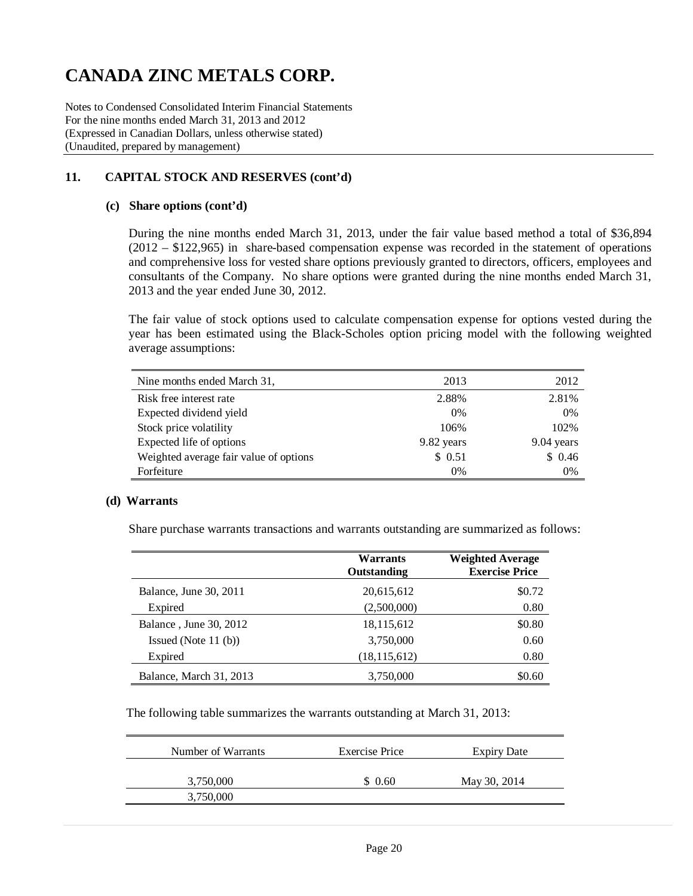# CANADA ZINC METALS CORP.

Notes to Condensed Consolidated Interim Financial Statements
For the nine months ended March 31, 2013 and 2012
(Expressed in Canadian Dollars, unless otherwise stated)
(Unaudited, prepared by management)

## 11. CAPITAL STOCK AND RESERVES (cont'd)

### (c) Share options (cont'd)

During the nine months ended March 31, 2013, under the fair value based method a total of $36,894 (2012 – $122,965) in share-based compensation expense was recorded in the statement of operations and comprehensive loss for vested share options previously granted to directors, officers, employees and consultants of the Company. No share options were granted during the nine months ended March 31, 2013 and the year ended June 30, 2012.

The fair value of stock options used to calculate compensation expense for options vested during the year has been estimated using the Black-Scholes option pricing model with the following weighted average assumptions:

| Nine months ended March 31, | 2013 | 2012 |
|---|---|---|
| Risk free interest rate | 2.88% | 2.81% |
| Expected dividend yield | 0% | 0% |
| Stock price volatility | 106% | 102% |
| Expected life of options | 9.82 years | 9.04 years |
| Weighted average fair value of options | $ 0.51 | $ 0.46 |
| Forfeiture | 0% | 0% |

### (d) Warrants

Share purchase warrants transactions and warrants outstanding are summarized as follows:

| | Warrants Outstanding | Weighted Average Exercise Price |
|---|---|---|
| Balance, June 30, 2011 | 20,615,612 | $0.72 |
| Expired | (2,500,000) | 0.80 |
| Balance , June 30, 2012 | 18,115,612 | $0.80 |
| Issued (Note 11 (b)) | 3,750,000 | 0.60 |
| Expired | (18,115,612) | 0.80 |
| Balance, March 31, 2013 | 3,750,000 | $0.60 |

The following table summarizes the warrants outstanding at March 31, 2013:

| Number of Warrants | Exercise Price | Expiry Date |
|---|---|---|
| 3,750,000 | $ 0.60 | May 30, 2014 |
| 3,750,000 | | |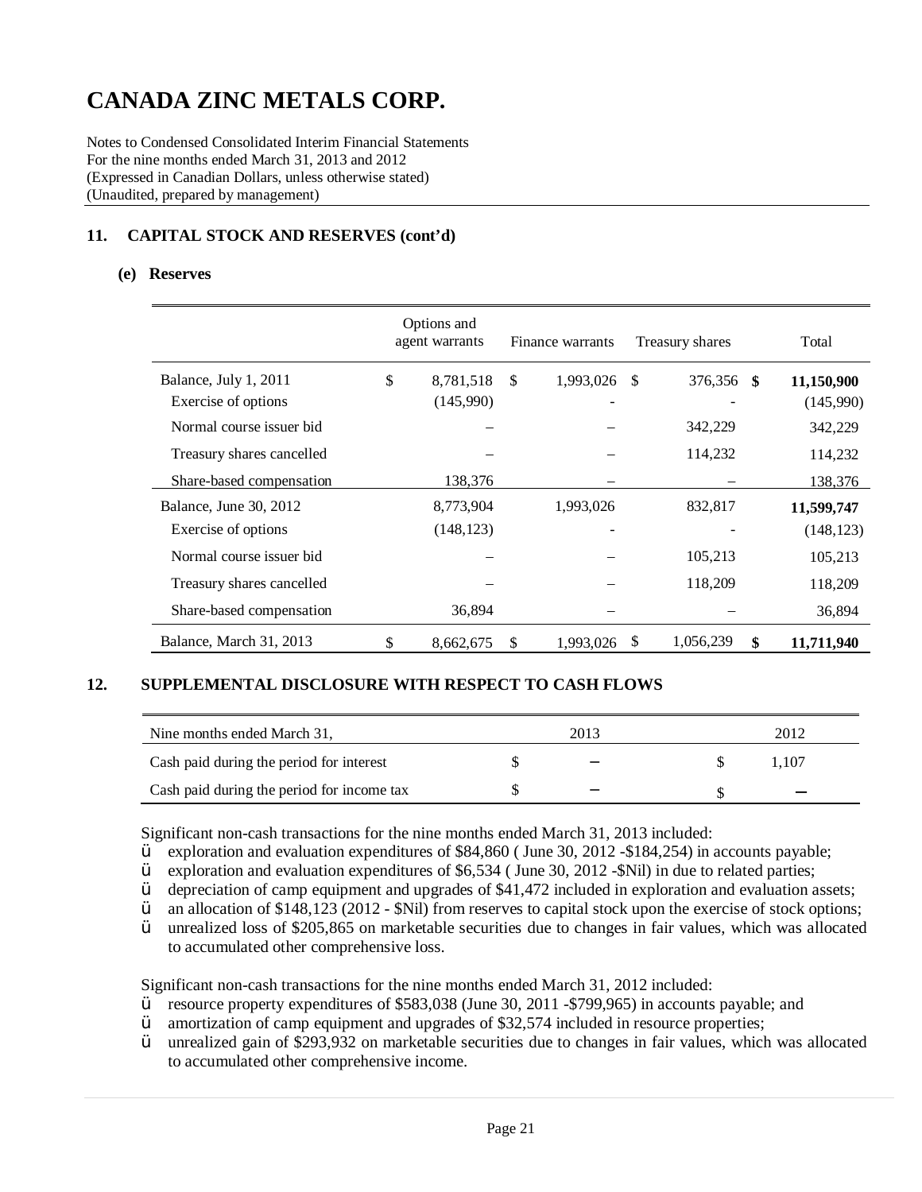# CANADA ZINC METALS CORP.

Notes to Condensed Consolidated Interim Financial Statements
For the nine months ended March 31, 2013 and 2012
(Expressed in Canadian Dollars, unless otherwise stated)
(Unaudited, prepared by management)

## 11. CAPITAL STOCK AND RESERVES (cont'd)

### (e) Reserves

| | Options and agent warrants | Finance warrants | Treasury shares | Total |
|---|---|---|---|---|
| Balance, July 1, 2011 | $ 8,781,518 | $ 1,993,026 | $ 376,356 | **$ 11,150,900** |
| Exercise of options | (145,990) | - | - | (145,990) |
| Normal course issuer bid | – | – | 342,229 | 342,229 |
| Treasury shares cancelled | – | – | 114,232 | 114,232 |
| Share-based compensation | 138,376 | – | – | 138,376 |
| Balance, June 30, 2012 | 8,773,904 | 1,993,026 | 832,817 | **11,599,747** |
| Exercise of options | (148,123) | - | - | (148,123) |
| Normal course issuer bid | – | – | 105,213 | 105,213 |
| Treasury shares cancelled | – | – | 118,209 | 118,209 |
| Share-based compensation | 36,894 | – | – | 36,894 |
| Balance, March 31, 2013 | $ 8,662,675 | $ 1,993,026 | $ 1,056,239 | **$ 11,711,940** |

## 12. SUPPLEMENTAL DISCLOSURE WITH RESPECT TO CASH FLOWS

| Nine months ended March 31, | 2013 | 2012 |
|---|---|---|
| Cash paid during the period for interest | $ – | $ 1,107 |
| Cash paid during the period for income tax | $ – | $ – |

Significant non-cash transactions for the nine months ended March 31, 2013 included:

- exploration and evaluation expenditures of $84,860 ( June 30, 2012 -$184,254) in accounts payable;
- exploration and evaluation expenditures of $6,534 ( June 30, 2012 -$Nil) in due to related parties;
- depreciation of camp equipment and upgrades of $41,472 included in exploration and evaluation assets;
- an allocation of $148,123 (2012 - $Nil) from reserves to capital stock upon the exercise of stock options;
- unrealized loss of $205,865 on marketable securities due to changes in fair values, which was allocated to accumulated other comprehensive loss.

Significant non-cash transactions for the nine months ended March 31, 2012 included:

- resource property expenditures of $583,038 (June 30, 2011 -$799,965) in accounts payable; and
- amortization of camp equipment and upgrades of $32,574 included in resource properties;
- unrealized gain of $293,932 on marketable securities due to changes in fair values, which was allocated to accumulated other comprehensive income.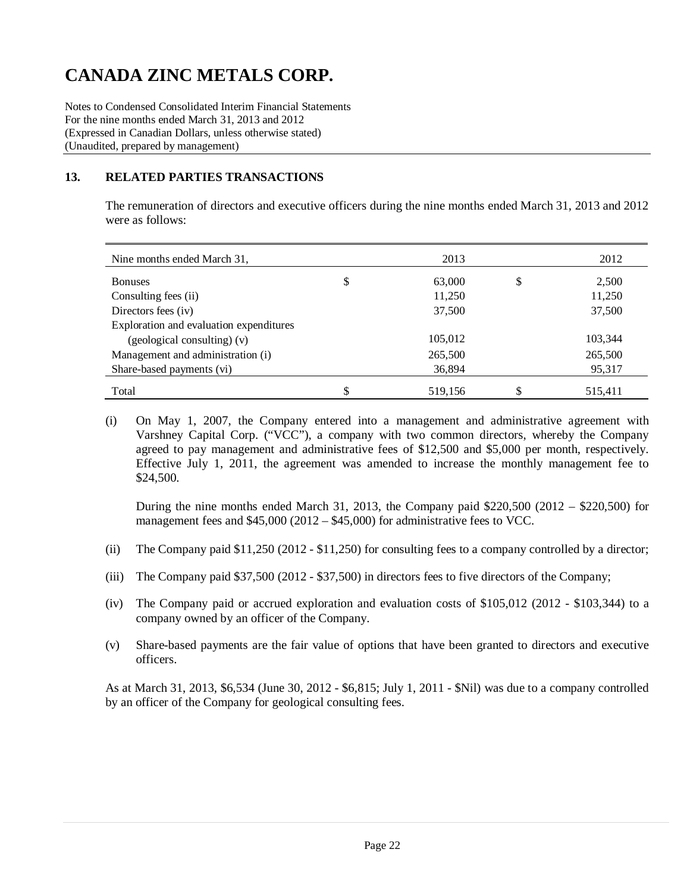# CANADA ZINC METALS CORP.

Notes to Condensed Consolidated Interim Financial Statements
For the nine months ended March 31, 2013 and 2012
(Expressed in Canadian Dollars, unless otherwise stated)
(Unaudited, prepared by management)

## 13. RELATED PARTIES TRANSACTIONS

The remuneration of directors and executive officers during the nine months ended March 31, 2013 and 2012 were as follows:

| Nine months ended March 31, | | 2013 | | 2012 |
|---|---|---|---|---|
| Bonuses | $ | 63,000 | $ | 2,500 |
| Consulting fees (ii) | | 11,250 | | 11,250 |
| Directors fees (iv) | | 37,500 | | 37,500 |
| Exploration and evaluation expenditures (geological consulting) (v) | | 105,012 | | 103,344 |
| Management and administration (i) | | 265,500 | | 265,500 |
| Share-based payments (vi) | | 36,894 | | 95,317 |
| Total | $ | 519,156 | $ | 515,411 |

(i) On May 1, 2007, the Company entered into a management and administrative agreement with Varshney Capital Corp. ("VCC"), a company with two common directors, whereby the Company agreed to pay management and administrative fees of $12,500 and $5,000 per month, respectively. Effective July 1, 2011, the agreement was amended to increase the monthly management fee to $24,500.

During the nine months ended March 31, 2013, the Company paid $220,500 (2012 – $220,500) for management fees and $45,000 (2012 – $45,000) for administrative fees to VCC.

(ii) The Company paid $11,250 (2012 - $11,250) for consulting fees to a company controlled by a director;

(iii) The Company paid $37,500 (2012 - $37,500) in directors fees to five directors of the Company;

(iv) The Company paid or accrued exploration and evaluation costs of $105,012 (2012 - $103,344) to a company owned by an officer of the Company.

(v) Share-based payments are the fair value of options that have been granted to directors and executive officers.

As at March 31, 2013, $6,534 (June 30, 2012 - $6,815; July 1, 2011 - $Nil) was due to a company controlled by an officer of the Company for geological consulting fees.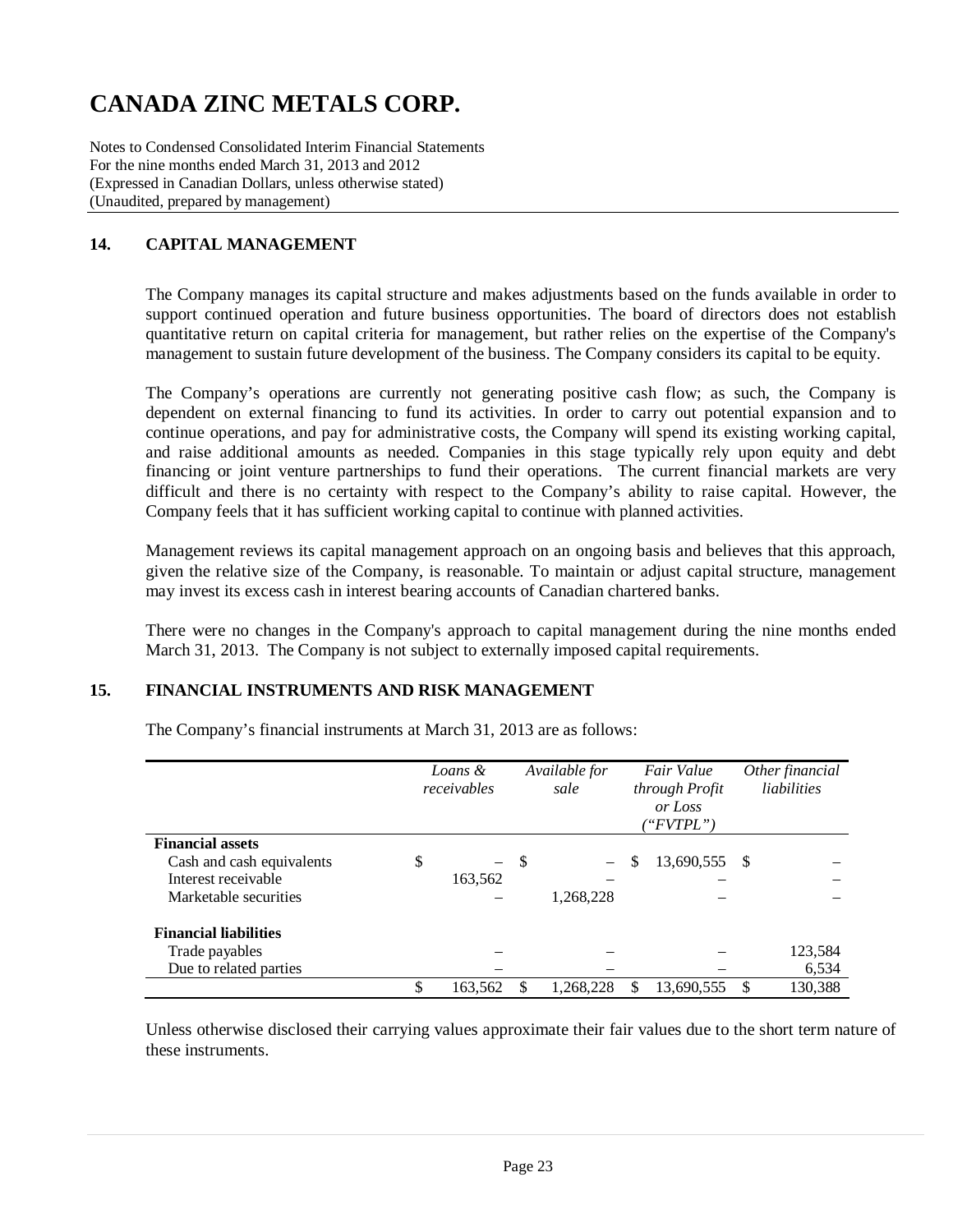# CANADA ZINC METALS CORP.

Notes to Condensed Consolidated Interim Financial Statements
For the nine months ended March 31, 2013 and 2012
(Expressed in Canadian Dollars, unless otherwise stated)
(Unaudited, prepared by management)

## 14. CAPITAL MANAGEMENT

The Company manages its capital structure and makes adjustments based on the funds available in order to support continued operation and future business opportunities. The board of directors does not establish quantitative return on capital criteria for management, but rather relies on the expertise of the Company's management to sustain future development of the business. The Company considers its capital to be equity.

The Company's operations are currently not generating positive cash flow; as such, the Company is dependent on external financing to fund its activities. In order to carry out potential expansion and to continue operations, and pay for administrative costs, the Company will spend its existing working capital, and raise additional amounts as needed. Companies in this stage typically rely upon equity and debt financing or joint venture partnerships to fund their operations. The current financial markets are very difficult and there is no certainty with respect to the Company's ability to raise capital. However, the Company feels that it has sufficient working capital to continue with planned activities.

Management reviews its capital management approach on an ongoing basis and believes that this approach, given the relative size of the Company, is reasonable. To maintain or adjust capital structure, management may invest its excess cash in interest bearing accounts of Canadian chartered banks.

There were no changes in the Company's approach to capital management during the nine months ended March 31, 2013. The Company is not subject to externally imposed capital requirements.

## 15. FINANCIAL INSTRUMENTS AND RISK MANAGEMENT

The Company's financial instruments at March 31, 2013 are as follows:

| | *Loans & receivables* | *Available for sale* | *Fair Value through Profit or Loss ("FVTPL")* | *Other financial liabilities* |
|---|---|---|---|---|
| **Financial assets** | | | | |
| Cash and cash equivalents | $ – | $ – | $ 13,690,555 | $ – |
| Interest receivable | 163,562 | – | – | – |
| Marketable securities | – | 1,268,228 | – | – |
| **Financial liabilities** | | | | |
| Trade payables | – | – | – | 123,584 |
| Due to related parties | – | – | – | 6,534 |
| | $ 163,562 | $ 1,268,228 | $ 13,690,555 | $ 130,388 |

Unless otherwise disclosed their carrying values approximate their fair values due to the short term nature of these instruments.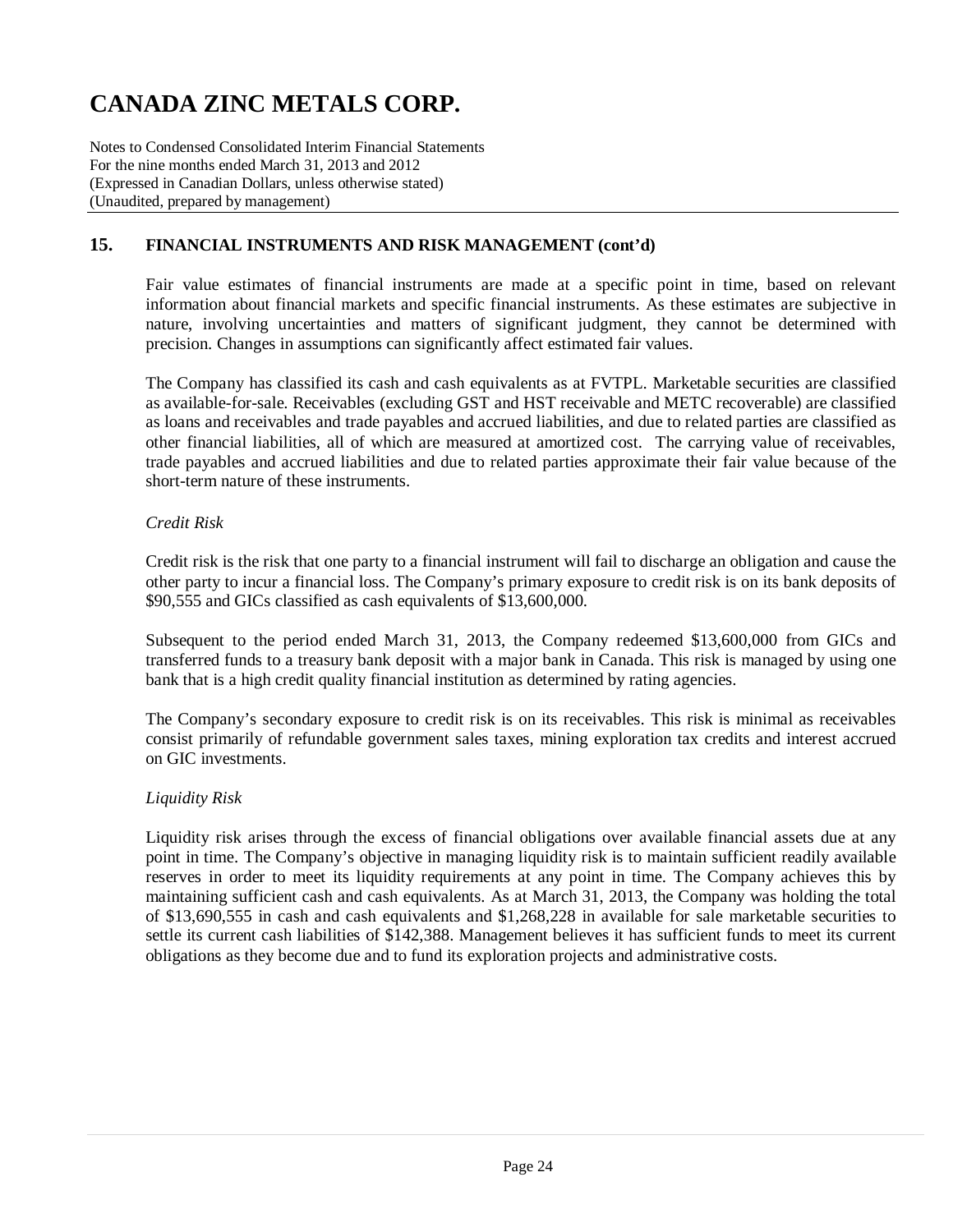## 15. FINANCIAL INSTRUMENTS AND RISK MANAGEMENT (cont'd)

Fair value estimates of financial instruments are made at a specific point in time, based on relevant information about financial markets and specific financial instruments. As these estimates are subjective in nature, involving uncertainties and matters of significant judgment, they cannot be determined with precision. Changes in assumptions can significantly affect estimated fair values.

The Company has classified its cash and cash equivalents as at FVTPL. Marketable securities are classified as available-for-sale. Receivables (excluding GST and HST receivable and METC recoverable) are classified as loans and receivables and trade payables and accrued liabilities, and due to related parties are classified as other financial liabilities, all of which are measured at amortized cost. The carrying value of receivables, trade payables and accrued liabilities and due to related parties approximate their fair value because of the short-term nature of these instruments.

*Credit Risk*

Credit risk is the risk that one party to a financial instrument will fail to discharge an obligation and cause the other party to incur a financial loss. The Company's primary exposure to credit risk is on its bank deposits of $90,555 and GICs classified as cash equivalents of $13,600,000.

Subsequent to the period ended March 31, 2013, the Company redeemed $13,600,000 from GICs and transferred funds to a treasury bank deposit with a major bank in Canada. This risk is managed by using one bank that is a high credit quality financial institution as determined by rating agencies.

The Company's secondary exposure to credit risk is on its receivables. This risk is minimal as receivables consist primarily of refundable government sales taxes, mining exploration tax credits and interest accrued on GIC investments.

*Liquidity Risk*

Liquidity risk arises through the excess of financial obligations over available financial assets due at any point in time. The Company's objective in managing liquidity risk is to maintain sufficient readily available reserves in order to meet its liquidity requirements at any point in time. The Company achieves this by maintaining sufficient cash and cash equivalents. As at March 31, 2013, the Company was holding the total of $13,690,555 in cash and cash equivalents and $1,268,228 in available for sale marketable securities to settle its current cash liabilities of $142,388. Management believes it has sufficient funds to meet its current obligations as they become due and to fund its exploration projects and administrative costs.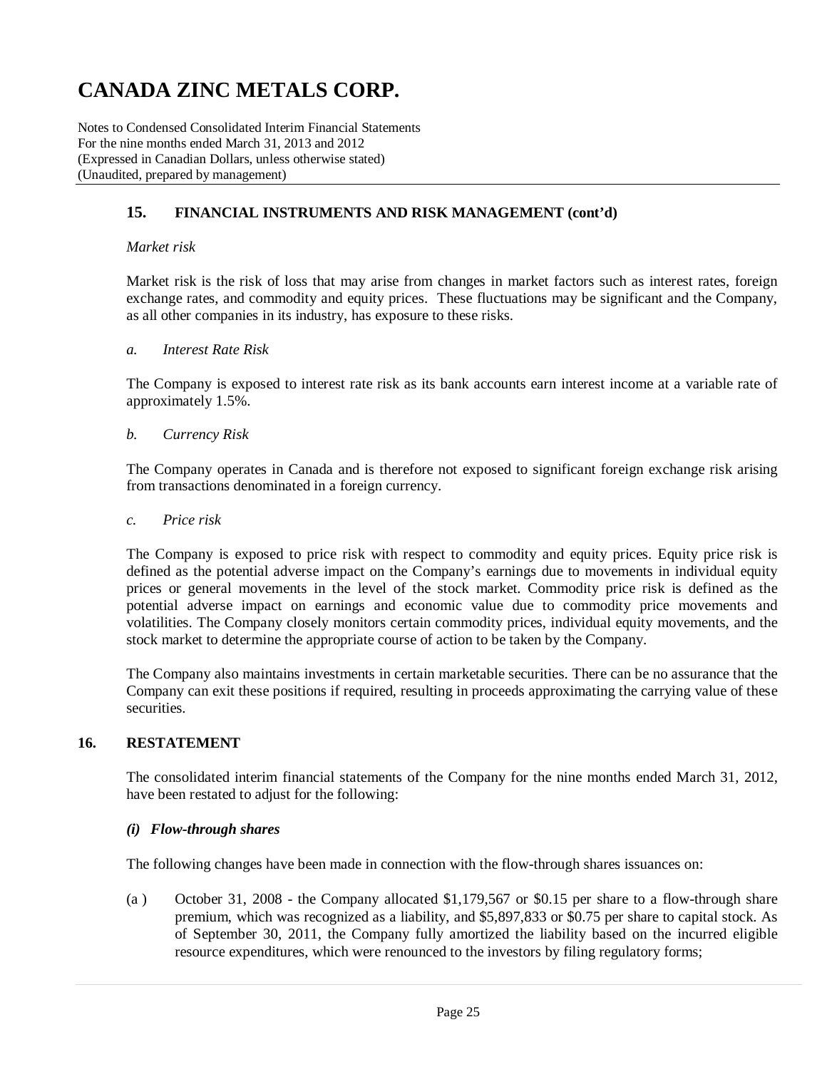## 15. FINANCIAL INSTRUMENTS AND RISK MANAGEMENT (cont'd)

*Market risk*

Market risk is the risk of loss that may arise from changes in market factors such as interest rates, foreign exchange rates, and commodity and equity prices. These fluctuations may be significant and the Company, as all other companies in its industry, has exposure to these risks.

*a. Interest Rate Risk*

The Company is exposed to interest rate risk as its bank accounts earn interest income at a variable rate of approximately 1.5%.

*b. Currency Risk*

The Company operates in Canada and is therefore not exposed to significant foreign exchange risk arising from transactions denominated in a foreign currency.

*c. Price risk*

The Company is exposed to price risk with respect to commodity and equity prices. Equity price risk is defined as the potential adverse impact on the Company's earnings due to movements in individual equity prices or general movements in the level of the stock market. Commodity price risk is defined as the potential adverse impact on earnings and economic value due to commodity price movements and volatilities. The Company closely monitors certain commodity prices, individual equity movements, and the stock market to determine the appropriate course of action to be taken by the Company.

The Company also maintains investments in certain marketable securities. There can be no assurance that the Company can exit these positions if required, resulting in proceeds approximating the carrying value of these securities.

## 16. RESTATEMENT

The consolidated interim financial statements of the Company for the nine months ended March 31, 2012, have been restated to adjust for the following:

***(i) Flow-through shares***

The following changes have been made in connection with the flow-through shares issuances on:

(a ) October 31, 2008 - the Company allocated $1,179,567 or $0.15 per share to a flow-through share premium, which was recognized as a liability, and $5,897,833 or $0.75 per share to capital stock. As of September 30, 2011, the Company fully amortized the liability based on the incurred eligible resource expenditures, which were renounced to the investors by filing regulatory forms;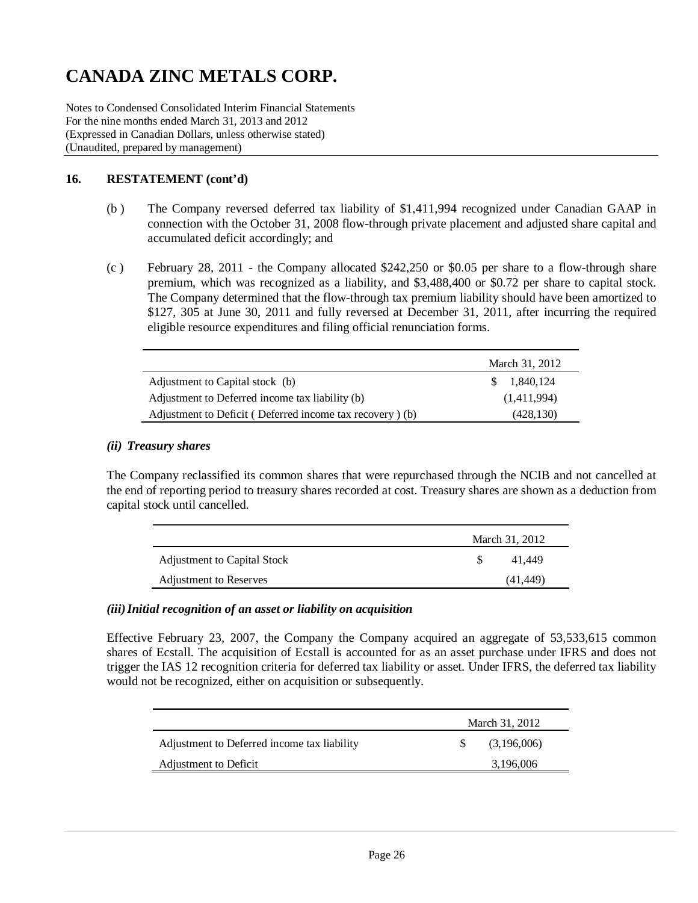# CANADA ZINC METALS CORP.

Notes to Condensed Consolidated Interim Financial Statements
For the nine months ended March 31, 2013 and 2012
(Expressed in Canadian Dollars, unless otherwise stated)
(Unaudited, prepared by management)

## 16. RESTATEMENT (cont'd)

(b ) The Company reversed deferred tax liability of $1,411,994 recognized under Canadian GAAP in connection with the October 31, 2008 flow-through private placement and adjusted share capital and accumulated deficit accordingly; and

(c ) February 28, 2011 - the Company allocated $242,250 or $0.05 per share to a flow-through share premium, which was recognized as a liability, and $3,488,400 or $0.72 per share to capital stock. The Company determined that the flow-through tax premium liability should have been amortized to $127, 305 at June 30, 2011 and fully reversed at December 31, 2011, after incurring the required eligible resource expenditures and filing official renunciation forms.

| | March 31, 2012 |
|---|---|
| Adjustment to Capital stock (b) | $ 1,840,124 |
| Adjustment to Deferred income tax liability (b) | (1,411,994) |
| Adjustment to Deficit ( Deferred income tax recovery ) (b) | (428,130) |

### *(ii) Treasury shares*

The Company reclassified its common shares that were repurchased through the NCIB and not cancelled at the end of reporting period to treasury shares recorded at cost. Treasury shares are shown as a deduction from capital stock until cancelled.

| | March 31, 2012 |
|---|---|
| Adjustment to Capital Stock | $ 41,449 |
| Adjustment to Reserves | (41,449) |

### *(iii) Initial recognition of an asset or liability on acquisition*

Effective February 23, 2007, the Company the Company acquired an aggregate of 53,533,615 common shares of Ecstall. The acquisition of Ecstall is accounted for as an asset purchase under IFRS and does not trigger the IAS 12 recognition criteria for deferred tax liability or asset. Under IFRS, the deferred tax liability would not be recognized, either on acquisition or subsequently.

| | March 31, 2012 |
|---|---|
| Adjustment to Deferred income tax liability | $ (3,196,006) |
| Adjustment to Deficit | 3,196,006 |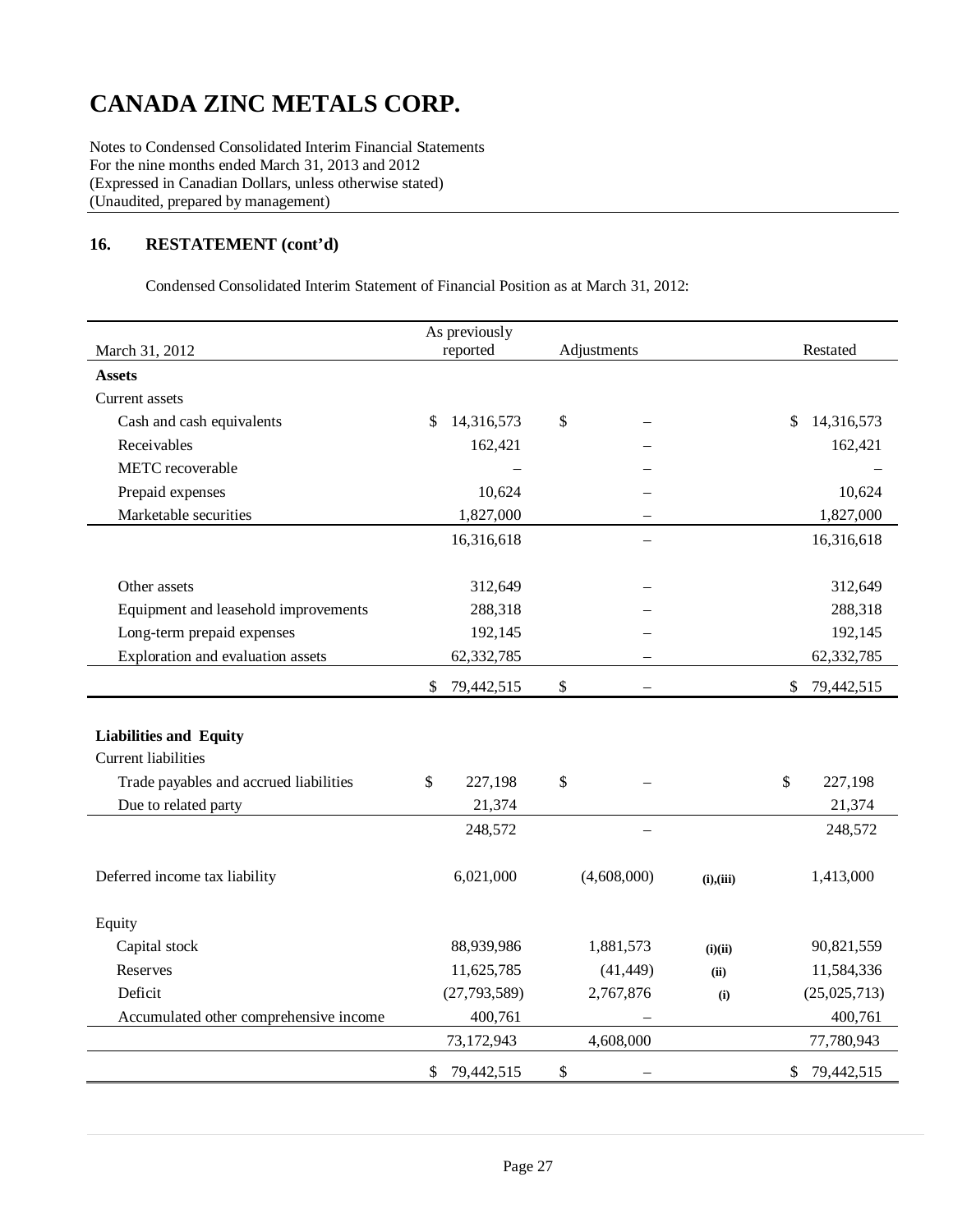# CANADA ZINC METALS CORP.

Notes to Condensed Consolidated Interim Financial Statements
For the nine months ended March 31, 2013 and 2012
(Expressed in Canadian Dollars, unless otherwise stated)
(Unaudited, prepared by management)

## 16. RESTATEMENT (cont'd)

Condensed Consolidated Interim Statement of Financial Position as at March 31, 2012:

| March 31, 2012 | As previously reported | Adjustments | | Restated |
|---|---|---|---|---|
| **Assets** | | | | |
| Current assets | | | | |
| Cash and cash equivalents | $ 14,316,573 | $ – | | $ 14,316,573 |
| Receivables | 162,421 | – | | 162,421 |
| METC recoverable | – | – | | – |
| Prepaid expenses | 10,624 | – | | 10,624 |
| Marketable securities | 1,827,000 | – | | 1,827,000 |
| | 16,316,618 | – | | 16,316,618 |
| Other assets | 312,649 | – | | 312,649 |
| Equipment and leasehold improvements | 288,318 | – | | 288,318 |
| Long-term prepaid expenses | 192,145 | – | | 192,145 |
| Exploration and evaluation assets | 62,332,785 | – | | 62,332,785 |
| | $ 79,442,515 | $ – | | $ 79,442,515 |
| **Liabilities and Equity** | | | | |
| Current liabilities | | | | |
| Trade payables and accrued liabilities | $ 227,198 | $ – | | $ 227,198 |
| Due to related party | 21,374 | | | 21,374 |
| | 248,572 | – | | 248,572 |
| Deferred income tax liability | 6,021,000 | (4,608,000) | (i),(iii) | 1,413,000 |
| Equity | | | | |
| Capital stock | 88,939,986 | 1,881,573 | (i)(ii) | 90,821,559 |
| Reserves | 11,625,785 | (41,449) | (ii) | 11,584,336 |
| Deficit | (27,793,589) | 2,767,876 | (i) | (25,025,713) |
| Accumulated other comprehensive income | 400,761 | – | | 400,761 |
| | 73,172,943 | 4,608,000 | | 77,780,943 |
| | $ 79,442,515 | $ – | | $ 79,442,515 |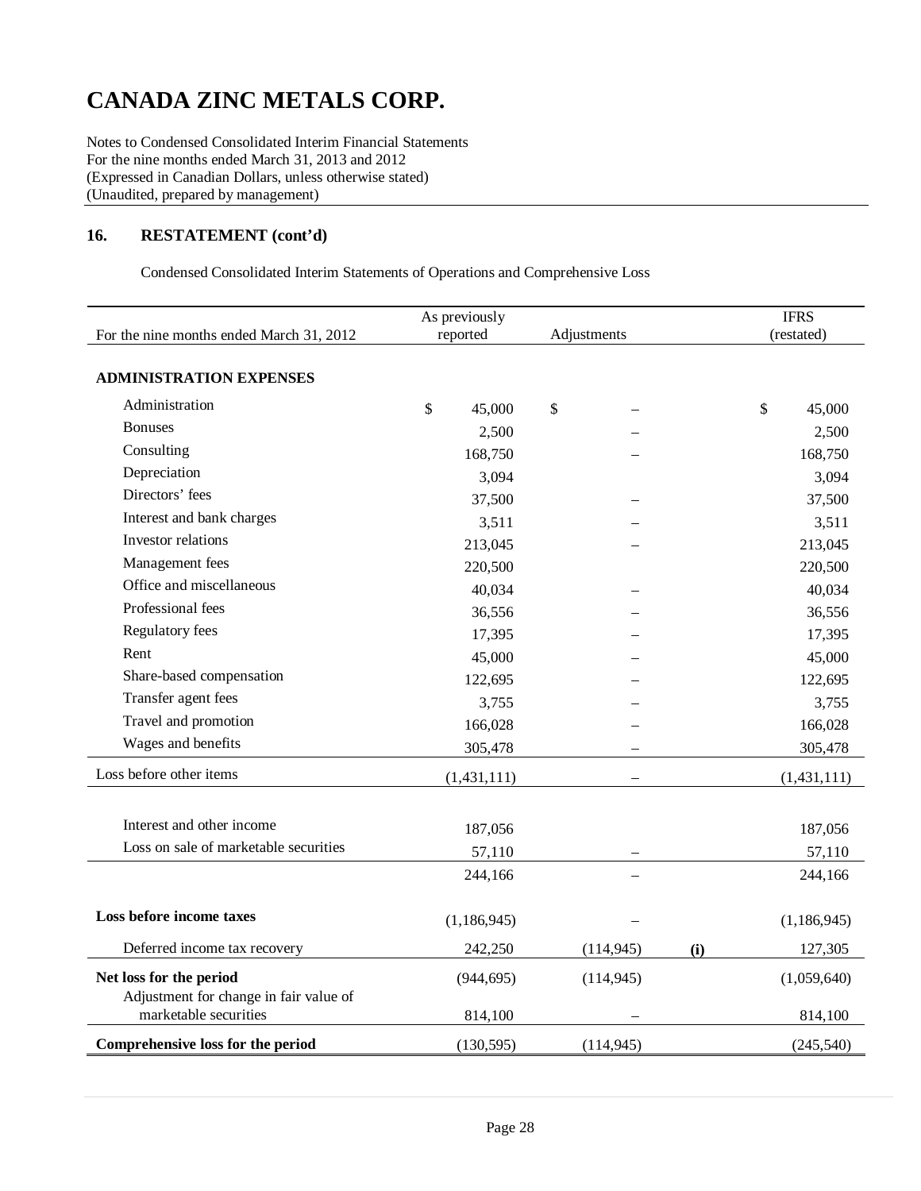# CANADA ZINC METALS CORP.

Notes to Condensed Consolidated Interim Financial Statements
For the nine months ended March 31, 2013 and 2012
(Expressed in Canadian Dollars, unless otherwise stated)
(Unaudited, prepared by management)

## 16. RESTATEMENT (cont'd)

Condensed Consolidated Interim Statements of Operations and Comprehensive Loss

| For the nine months ended March 31, 2012 | As previously reported | Adjustments | | IFRS (restated) |
|---|---|---|---|---|
| **ADMINISTRATION EXPENSES** | | | | |
| Administration | $ 45,000 | $ – | | $ 45,000 |
| Bonuses | 2,500 | – | | 2,500 |
| Consulting | 168,750 | – | | 168,750 |
| Depreciation | 3,094 | | | 3,094 |
| Directors' fees | 37,500 | – | | 37,500 |
| Interest and bank charges | 3,511 | – | | 3,511 |
| Investor relations | 213,045 | – | | 213,045 |
| Management fees | 220,500 | | | 220,500 |
| Office and miscellaneous | 40,034 | – | | 40,034 |
| Professional fees | 36,556 | – | | 36,556 |
| Regulatory fees | 17,395 | – | | 17,395 |
| Rent | 45,000 | – | | 45,000 |
| Share-based compensation | 122,695 | – | | 122,695 |
| Transfer agent fees | 3,755 | – | | 3,755 |
| Travel and promotion | 166,028 | – | | 166,028 |
| Wages and benefits | 305,478 | – | | 305,478 |
| Loss before other items | (1,431,111) | – | | (1,431,111) |
| Interest and other income | 187,056 | | | 187,056 |
| Loss on sale of marketable securities | 57,110 | – | | 57,110 |
| | 244,166 | – | | 244,166 |
| **Loss before income taxes** | (1,186,945) | – | | (1,186,945) |
| Deferred income tax recovery | 242,250 | (114,945) | **(i)** | 127,305 |
| **Net loss for the period** | (944,695) | (114,945) | | (1,059,640) |
| Adjustment for change in fair value of marketable securities | 814,100 | – | | 814,100 |
| **Comprehensive loss for the period** | (130,595) | (114,945) | | (245,540) |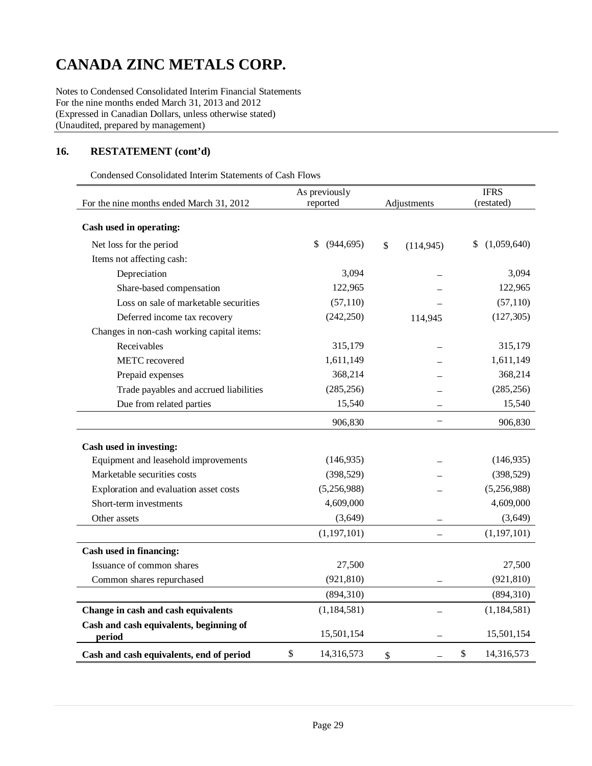# CANADA ZINC METALS CORP.

Notes to Condensed Consolidated Interim Financial Statements
For the nine months ended March 31, 2013 and 2012
(Expressed in Canadian Dollars, unless otherwise stated)
(Unaudited, prepared by management)

## 16. RESTATEMENT (cont'd)

Condensed Consolidated Interim Statements of Cash Flows

| For the nine months ended March 31, 2012 | As previously reported | Adjustments | IFRS (restated) |
|---|---|---|---|
| **Cash used in operating:** | | | |
| Net loss for the period | $ (944,695) | $ (114,945) | $ (1,059,640) |
| Items not affecting cash: | | | |
| Depreciation | 3,094 | – | 3,094 |
| Share-based compensation | 122,965 | – | 122,965 |
| Loss on sale of marketable securities | (57,110) | – | (57,110) |
| Deferred income tax recovery | (242,250) | 114,945 | (127,305) |
| Changes in non-cash working capital items: | | | |
| Receivables | 315,179 | – | 315,179 |
| METC recovered | 1,611,149 | – | 1,611,149 |
| Prepaid expenses | 368,214 | – | 368,214 |
| Trade payables and accrued liabilities | (285,256) | – | (285,256) |
| Due from related parties | 15,540 | – | 15,540 |
| | 906,830 | – | 906,830 |
| **Cash used in investing:** | | | |
| Equipment and leasehold improvements | (146,935) | – | (146,935) |
| Marketable securities costs | (398,529) | – | (398,529) |
| Exploration and evaluation asset costs | (5,256,988) | – | (5,256,988) |
| Short-term investments | 4,609,000 | | 4,609,000 |
| Other assets | (3,649) | – | (3,649) |
| | (1,197,101) | – | (1,197,101) |
| **Cash used in financing:** | | | |
| Issuance of common shares | 27,500 | | 27,500 |
| Common shares repurchased | (921,810) | – | (921,810) |
| | (894,310) | | (894,310) |
| **Change in cash and cash equivalents** | (1,184,581) | – | (1,184,581) |
| **Cash and cash equivalents, beginning of period** | 15,501,154 | – | 15,501,154 |
| **Cash and cash equivalents, end of period** | $ 14,316,573 | $ – | $ 14,316,573 |